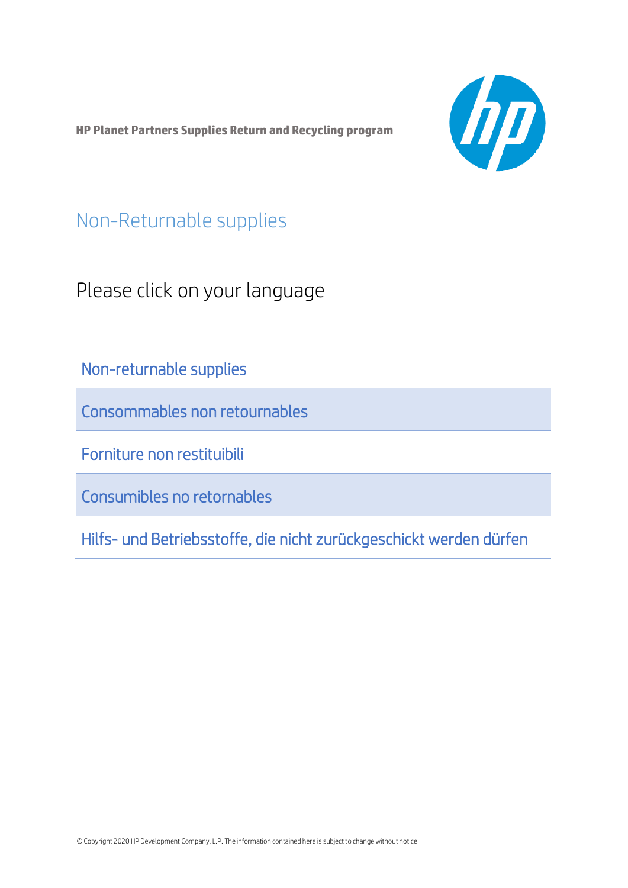**HP Planet Partners Supplies Return and Recycling program**

# Non-Returnable supplies

## Please click on your language

- Non-returnable supplies
- Consommables non retournables
- Forniture non restituibili
- Consumibles no retornables
- Hilfs- und Betriebsstoffe, die nicht zurückgeschickt werden dürfen

© Copyright 2020 HP Development Company, L.P. The information contained here is subject to change without notice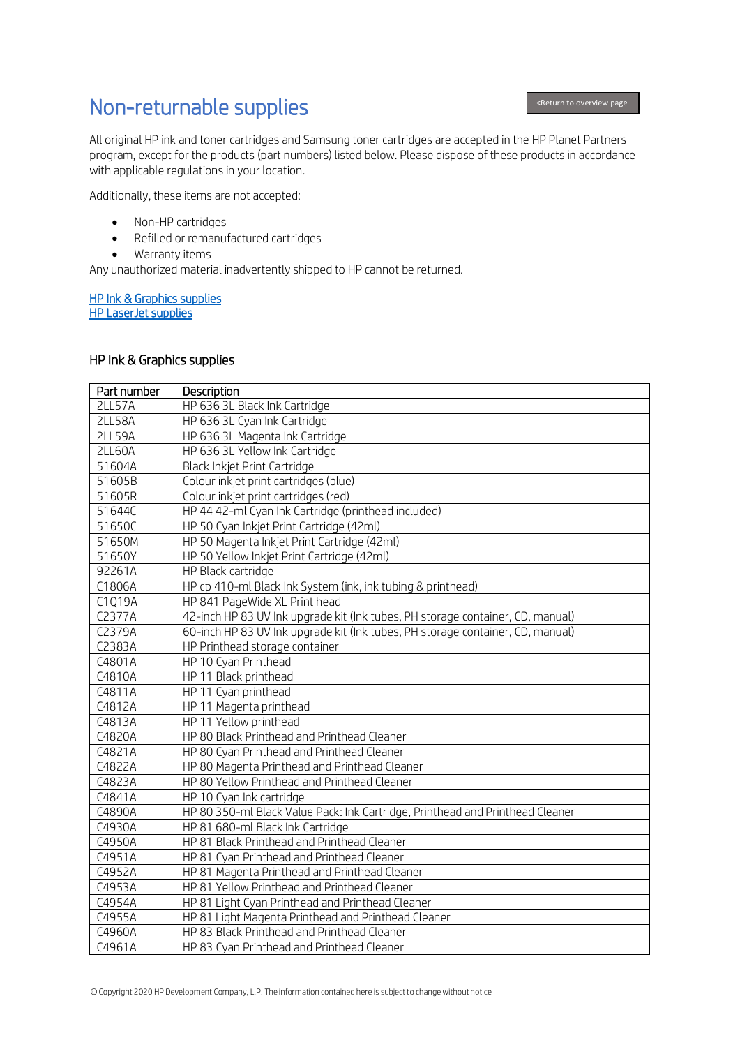# Non-returnable supplies

<Return to overview page

All original HP ink and toner cartridges and Samsung toner cartridges are accepted in the HP Planet Partners program, except for the products (part numbers) listed below. Please dispose of these products in accordance with applicable regulations in your location.

Additionally, these items are not accepted:

- Non-HP cartridges
- Refilled or remanufactured cartridges
- Warranty items

Any unauthorized material inadvertently shipped to HP cannot be returned.

HP Ink & Graphics supplies
HP LaserJet supplies

## HP Ink & Graphics supplies

| Part number | Description |
|---|---|
| 2LL57A | HP 636 3L Black Ink Cartridge |
| 2LL58A | HP 636 3L Cyan Ink Cartridge |
| 2LL59A | HP 636 3L Magenta Ink Cartridge |
| 2LL60A | HP 636 3L Yellow Ink Cartridge |
| 51604A | Black Inkjet Print Cartridge |
| 51605B | Colour inkjet print cartridges (blue) |
| 51605R | Colour inkjet print cartridges (red) |
| 51644C | HP 44 42-ml Cyan Ink Cartridge (printhead included) |
| 51650C | HP 50 Cyan Inkjet Print Cartridge (42ml) |
| 51650M | HP 50 Magenta Inkjet Print Cartridge (42ml) |
| 51650Y | HP 50 Yellow Inkjet Print Cartridge (42ml) |
| 92261A | HP Black cartridge |
| C1806A | HP cp 410-ml Black Ink System (ink, ink tubing & printhead) |
| C1Q19A | HP 841 PageWide XL Print head |
| C2377A | 42-inch HP 83 UV Ink upgrade kit (Ink tubes, PH storage container, CD, manual) |
| C2379A | 60-inch HP 83 UV Ink upgrade kit (Ink tubes, PH storage container, CD, manual) |
| C2383A | HP Printhead storage container |
| C4801A | HP 10 Cyan Printhead |
| C4810A | HP 11 Black printhead |
| C4811A | HP 11 Cyan printhead |
| C4812A | HP 11 Magenta printhead |
| C4813A | HP 11 Yellow printhead |
| C4820A | HP 80 Black Printhead and Printhead Cleaner |
| C4821A | HP 80 Cyan Printhead and Printhead Cleaner |
| C4822A | HP 80 Magenta Printhead and Printhead Cleaner |
| C4823A | HP 80 Yellow Printhead and Printhead Cleaner |
| C4841A | HP 10 Cyan Ink cartridge |
| C4890A | HP 80 350-ml Black Value Pack: Ink Cartridge, Printhead and Printhead Cleaner |
| C4930A | HP 81 680-ml Black Ink Cartridge |
| C4950A | HP 81 Black Printhead and Printhead Cleaner |
| C4951A | HP 81 Cyan Printhead and Printhead Cleaner |
| C4952A | HP 81 Magenta Printhead and Printhead Cleaner |
| C4953A | HP 81 Yellow Printhead and Printhead Cleaner |
| C4954A | HP 81 Light Cyan Printhead and Printhead Cleaner |
| C4955A | HP 81 Light Magenta Printhead and Printhead Cleaner |
| C4960A | HP 83 Black Printhead and Printhead Cleaner |
| C4961A | HP 83 Cyan Printhead and Printhead Cleaner |

© Copyright 2020 HP Development Company, L.P. The information contained here is subject to change without notice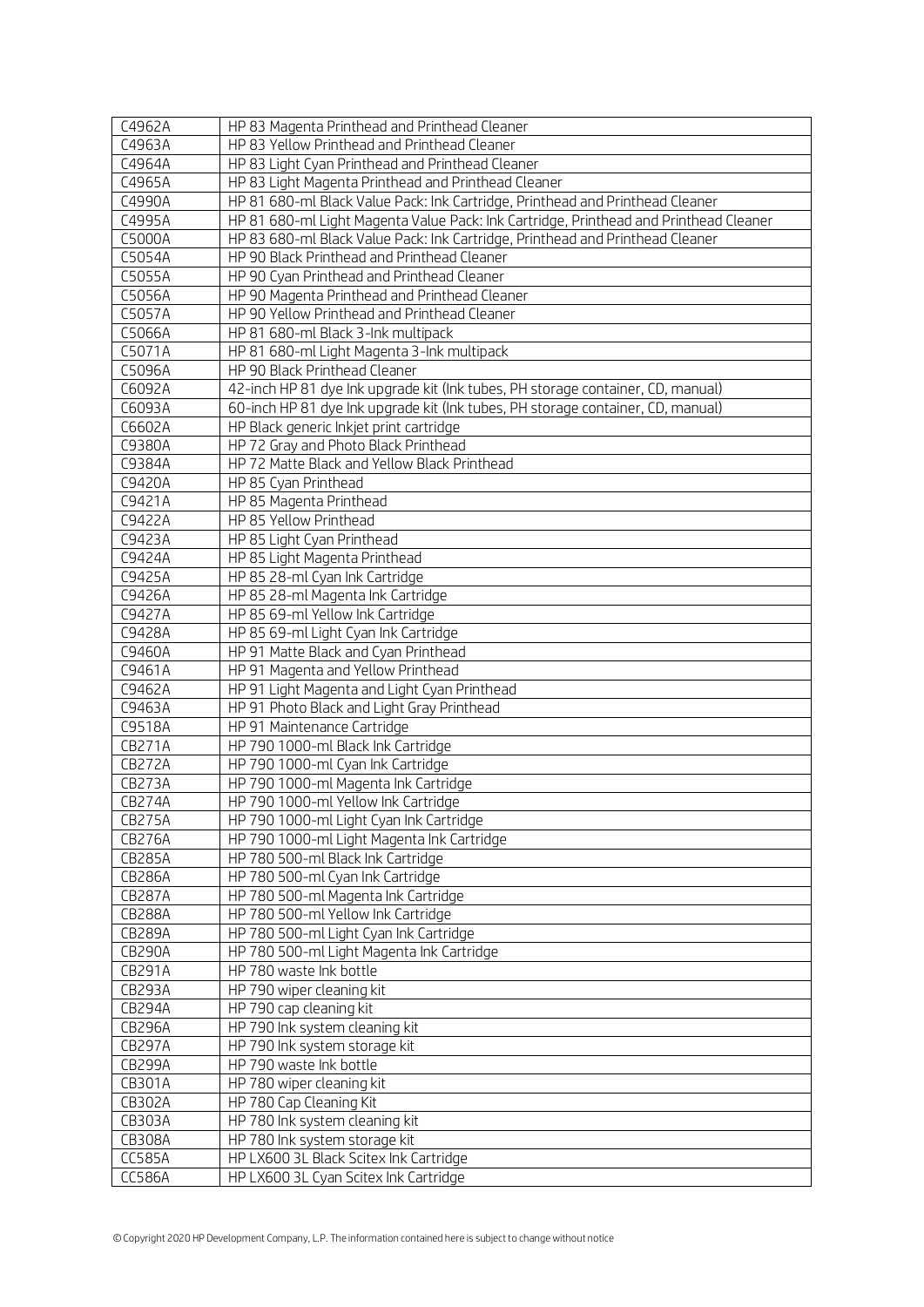| | |
|---|---|
| C4962A | HP 83 Magenta Printhead and Printhead Cleaner |
| C4963A | HP 83 Yellow Printhead and Printhead Cleaner |
| C4964A | HP 83 Light Cyan Printhead and Printhead Cleaner |
| C4965A | HP 83 Light Magenta Printhead and Printhead Cleaner |
| C4990A | HP 81 680-ml Black Value Pack: Ink Cartridge, Printhead and Printhead Cleaner |
| C4995A | HP 81 680-ml Light Magenta Value Pack: Ink Cartridge, Printhead and Printhead Cleaner |
| C5000A | HP 83 680-ml Black Value Pack: Ink Cartridge, Printhead and Printhead Cleaner |
| C5054A | HP 90 Black Printhead and Printhead Cleaner |
| C5055A | HP 90 Cyan Printhead and Printhead Cleaner |
| C5056A | HP 90 Magenta Printhead and Printhead Cleaner |
| C5057A | HP 90 Yellow Printhead and Printhead Cleaner |
| C5066A | HP 81 680-ml Black 3-Ink multipack |
| C5071A | HP 81 680-ml Light Magenta 3-Ink multipack |
| C5096A | HP 90 Black Printhead Cleaner |
| C6092A | 42-inch HP 81 dye Ink upgrade kit (Ink tubes, PH storage container, CD, manual) |
| C6093A | 60-inch HP 81 dye Ink upgrade kit (Ink tubes, PH storage container, CD, manual) |
| C6602A | HP Black generic Inkjet print cartridge |
| C9380A | HP 72 Gray and Photo Black Printhead |
| C9384A | HP 72 Matte Black and Yellow Black Printhead |
| C9420A | HP 85 Cyan Printhead |
| C9421A | HP 85 Magenta Printhead |
| C9422A | HP 85 Yellow Printhead |
| C9423A | HP 85 Light Cyan Printhead |
| C9424A | HP 85 Light Magenta Printhead |
| C9425A | HP 85 28-ml Cyan Ink Cartridge |
| C9426A | HP 85 28-ml Magenta Ink Cartridge |
| C9427A | HP 85 69-ml Yellow Ink Cartridge |
| C9428A | HP 85 69-ml Light Cyan Ink Cartridge |
| C9460A | HP 91 Matte Black and Cyan Printhead |
| C9461A | HP 91 Magenta and Yellow Printhead |
| C9462A | HP 91 Light Magenta and Light Cyan Printhead |
| C9463A | HP 91 Photo Black and Light Gray Printhead |
| C9518A | HP 91 Maintenance Cartridge |
| CB271A | HP 790 1000-ml Black Ink Cartridge |
| CB272A | HP 790 1000-ml Cyan Ink Cartridge |
| CB273A | HP 790 1000-ml Magenta Ink Cartridge |
| CB274A | HP 790 1000-ml Yellow Ink Cartridge |
| CB275A | HP 790 1000-ml Light Cyan Ink Cartridge |
| CB276A | HP 790 1000-ml Light Magenta Ink Cartridge |
| CB285A | HP 780 500-ml Black Ink Cartridge |
| CB286A | HP 780 500-ml Cyan Ink Cartridge |
| CB287A | HP 780 500-ml Magenta Ink Cartridge |
| CB288A | HP 780 500-ml Yellow Ink Cartridge |
| CB289A | HP 780 500-ml Light Cyan Ink Cartridge |
| CB290A | HP 780 500-ml Light Magenta Ink Cartridge |
| CB291A | HP 780 waste Ink bottle |
| CB293A | HP 790 wiper cleaning kit |
| CB294A | HP 790 cap cleaning kit |
| CB296A | HP 790 Ink system cleaning kit |
| CB297A | HP 790 Ink system storage kit |
| CB299A | HP 790 waste Ink bottle |
| CB301A | HP 780 wiper cleaning kit |
| CB302A | HP 780 Cap Cleaning Kit |
| CB303A | HP 780 Ink system cleaning kit |
| CB308A | HP 780 Ink system storage kit |
| CC585A | HP LX600 3L Black Scitex Ink Cartridge |
| CC586A | HP LX600 3L Cyan Scitex Ink Cartridge |

© Copyright 2020 HP Development Company, L.P. The information contained here is subject to change without notice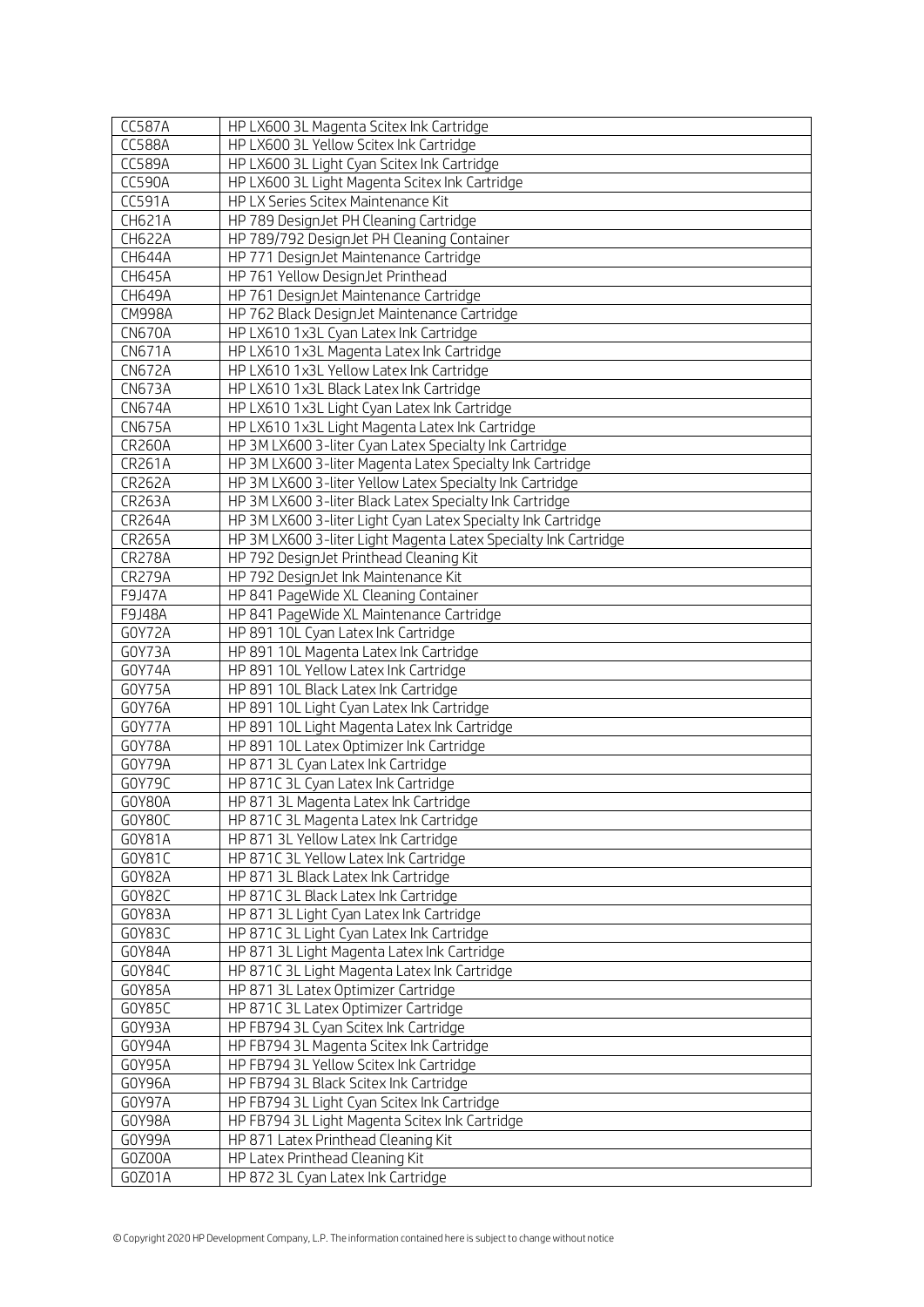| CC587A | HP LX600 3L Magenta Scitex Ink Cartridge |
|---|---|
| CC588A | HP LX600 3L Yellow Scitex Ink Cartridge |
| CC589A | HP LX600 3L Light Cyan Scitex Ink Cartridge |
| CC590A | HP LX600 3L Light Magenta Scitex Ink Cartridge |
| CC591A | HP LX Series Scitex Maintenance Kit |
| CH621A | HP 789 DesignJet PH Cleaning Cartridge |
| CH622A | HP 789/792 DesignJet PH Cleaning Container |
| CH644A | HP 771 DesignJet Maintenance Cartridge |
| CH645A | HP 761 Yellow DesignJet Printhead |
| CH649A | HP 761 DesignJet Maintenance Cartridge |
| CM998A | HP 762 Black DesignJet Maintenance Cartridge |
| CN670A | HP LX610 1x3L Cyan Latex Ink Cartridge |
| CN671A | HP LX610 1x3L Magenta Latex Ink Cartridge |
| CN672A | HP LX610 1x3L Yellow Latex Ink Cartridge |
| CN673A | HP LX610 1x3L Black Latex Ink Cartridge |
| CN674A | HP LX610 1x3L Light Cyan Latex Ink Cartridge |
| CN675A | HP LX610 1x3L Light Magenta Latex Ink Cartridge |
| CR260A | HP 3M LX600 3-liter Cyan Latex Specialty Ink Cartridge |
| CR261A | HP 3M LX600 3-liter Magenta Latex Specialty Ink Cartridge |
| CR262A | HP 3M LX600 3-liter Yellow Latex Specialty Ink Cartridge |
| CR263A | HP 3M LX600 3-liter Black Latex Specialty Ink Cartridge |
| CR264A | HP 3M LX600 3-liter Light Cyan Latex Specialty Ink Cartridge |
| CR265A | HP 3M LX600 3-liter Light Magenta Latex Specialty Ink Cartridge |
| CR278A | HP 792 DesignJet Printhead Cleaning Kit |
| CR279A | HP 792 DesignJet Ink Maintenance Kit |
| F9J47A | HP 841 PageWide XL Cleaning Container |
| F9J48A | HP 841 PageWide XL Maintenance Cartridge |
| G0Y72A | HP 891 10L Cyan Latex Ink Cartridge |
| G0Y73A | HP 891 10L Magenta Latex Ink Cartridge |
| G0Y74A | HP 891 10L Yellow Latex Ink Cartridge |
| G0Y75A | HP 891 10L Black Latex Ink Cartridge |
| G0Y76A | HP 891 10L Light Cyan Latex Ink Cartridge |
| G0Y77A | HP 891 10L Light Magenta Latex Ink Cartridge |
| G0Y78A | HP 891 10L Latex Optimizer Ink Cartridge |
| G0Y79A | HP 871 3L Cyan Latex Ink Cartridge |
| G0Y79C | HP 871C 3L Cyan Latex Ink Cartridge |
| G0Y80A | HP 871 3L Magenta Latex Ink Cartridge |
| G0Y80C | HP 871C 3L Magenta Latex Ink Cartridge |
| G0Y81A | HP 871 3L Yellow Latex Ink Cartridge |
| G0Y81C | HP 871C 3L Yellow Latex Ink Cartridge |
| G0Y82A | HP 871 3L Black Latex Ink Cartridge |
| G0Y82C | HP 871C 3L Black Latex Ink Cartridge |
| G0Y83A | HP 871 3L Light Cyan Latex Ink Cartridge |
| G0Y83C | HP 871C 3L Light Cyan Latex Ink Cartridge |
| G0Y84A | HP 871 3L Light Magenta Latex Ink Cartridge |
| G0Y84C | HP 871C 3L Light Magenta Latex Ink Cartridge |
| G0Y85A | HP 871 3L Latex Optimizer Cartridge |
| G0Y85C | HP 871C 3L Latex Optimizer Cartridge |
| G0Y93A | HP FB794 3L Cyan Scitex Ink Cartridge |
| G0Y94A | HP FB794 3L Magenta Scitex Ink Cartridge |
| G0Y95A | HP FB794 3L Yellow Scitex Ink Cartridge |
| G0Y96A | HP FB794 3L Black Scitex Ink Cartridge |
| G0Y97A | HP FB794 3L Light Cyan Scitex Ink Cartridge |
| G0Y98A | HP FB794 3L Light Magenta Scitex Ink Cartridge |
| G0Y99A | HP 871 Latex Printhead Cleaning Kit |
| G0Z00A | HP Latex Printhead Cleaning Kit |
| G0Z01A | HP 872 3L Cyan Latex Ink Cartridge |

© Copyright 2020 HP Development Company, L.P. The information contained here is subject to change without notice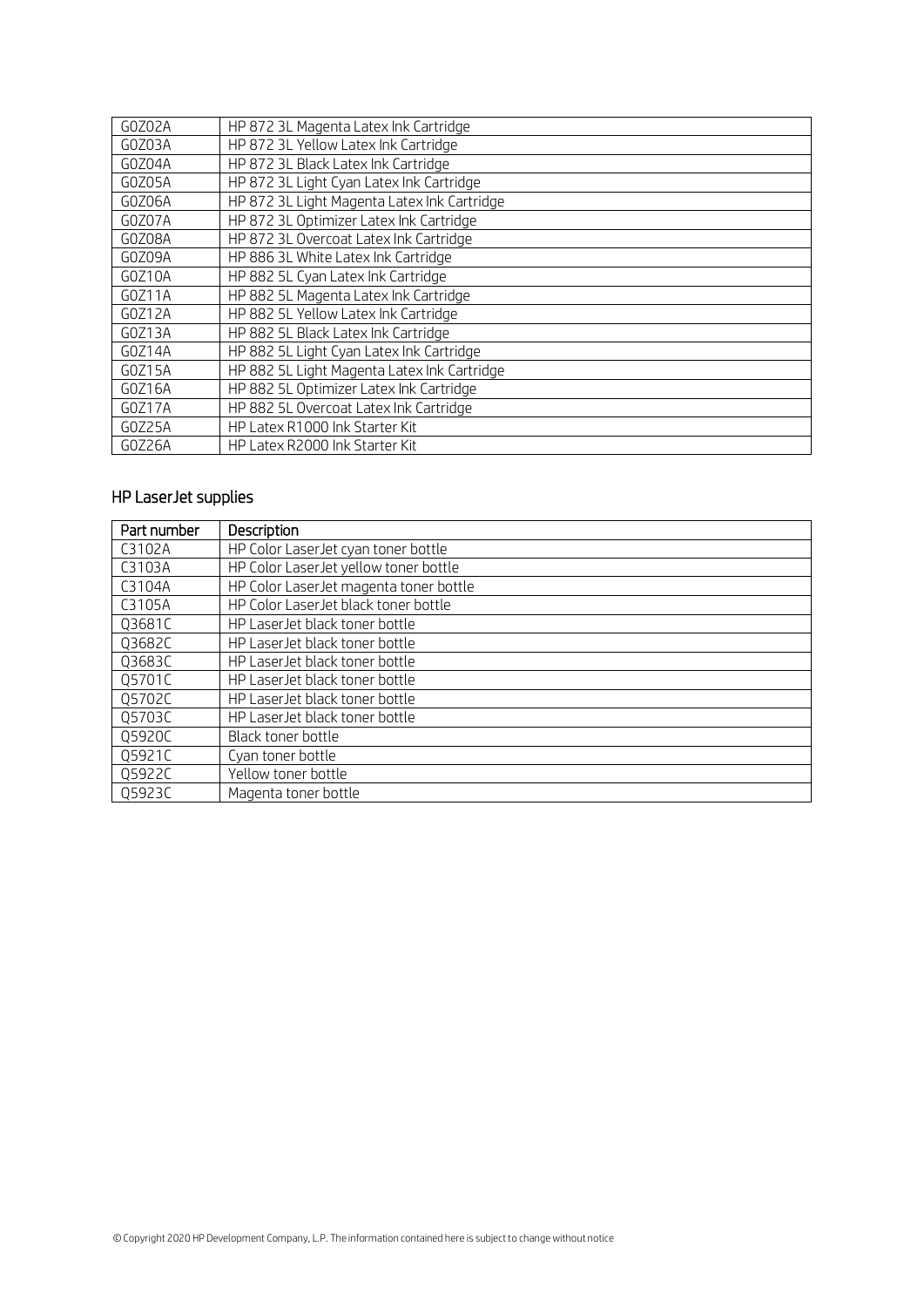| | |
|---|---|
| G0Z02A | HP 872 3L Magenta Latex Ink Cartridge |
| G0Z03A | HP 872 3L Yellow Latex Ink Cartridge |
| G0Z04A | HP 872 3L Black Latex Ink Cartridge |
| G0Z05A | HP 872 3L Light Cyan Latex Ink Cartridge |
| G0Z06A | HP 872 3L Light Magenta Latex Ink Cartridge |
| G0Z07A | HP 872 3L Optimizer Latex Ink Cartridge |
| G0Z08A | HP 872 3L Overcoat Latex Ink Cartridge |
| G0Z09A | HP 886 3L White Latex Ink Cartridge |
| G0Z10A | HP 882 5L Cyan Latex Ink Cartridge |
| G0Z11A | HP 882 5L Magenta Latex Ink Cartridge |
| G0Z12A | HP 882 5L Yellow Latex Ink Cartridge |
| G0Z13A | HP 882 5L Black Latex Ink Cartridge |
| G0Z14A | HP 882 5L Light Cyan Latex Ink Cartridge |
| G0Z15A | HP 882 5L Light Magenta Latex Ink Cartridge |
| G0Z16A | HP 882 5L Optimizer Latex Ink Cartridge |
| G0Z17A | HP 882 5L Overcoat Latex Ink Cartridge |
| G0Z25A | HP Latex R1000 Ink Starter Kit |
| G0Z26A | HP Latex R2000 Ink Starter Kit |

## HP LaserJet supplies

| Part number | Description |
|---|---|
| C3102A | HP Color LaserJet cyan toner bottle |
| C3103A | HP Color LaserJet yellow toner bottle |
| C3104A | HP Color LaserJet magenta toner bottle |
| C3105A | HP Color LaserJet black toner bottle |
| Q3681C | HP LaserJet black toner bottle |
| Q3682C | HP LaserJet black toner bottle |
| Q3683C | HP LaserJet black toner bottle |
| Q5701C | HP LaserJet black toner bottle |
| Q5702C | HP LaserJet black toner bottle |
| Q5703C | HP LaserJet black toner bottle |
| Q5920C | Black toner bottle |
| Q5921C | Cyan toner bottle |
| Q5922C | Yellow toner bottle |
| Q5923C | Magenta toner bottle |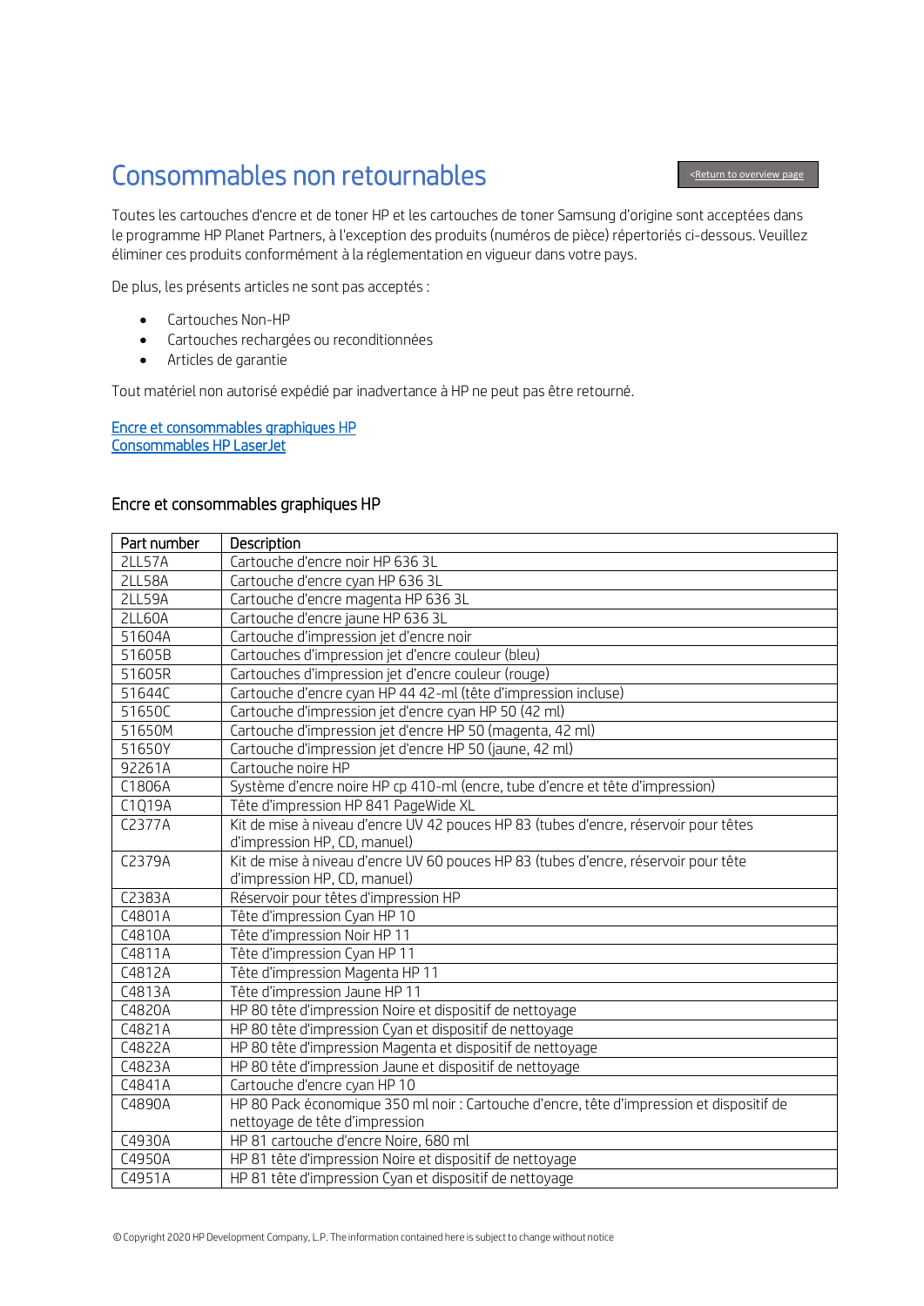# Consommables non retournables

<Return to overview page

Toutes les cartouches d'encre et de toner HP et les cartouches de toner Samsung d'origine sont acceptées dans le programme HP Planet Partners, à l'exception des produits (numéros de pièce) répertoriés ci-dessous. Veuillez éliminer ces produits conformément à la réglementation en vigueur dans votre pays.

De plus, les présents articles ne sont pas acceptés :

- Cartouches Non-HP
- Cartouches rechargées ou reconditionnées
- Articles de garantie

Tout matériel non autorisé expédié par inadvertance à HP ne peut pas être retourné.

Encre et consommables graphiques HP
Consommables HP LaserJet

## Encre et consommables graphiques HP

| Part number | Description |
|---|---|
| 2LL57A | Cartouche d'encre noir HP 636 3L |
| 2LL58A | Cartouche d'encre cyan HP 636 3L |
| 2LL59A | Cartouche d'encre magenta HP 636 3L |
| 2LL60A | Cartouche d'encre jaune HP 636 3L |
| 51604A | Cartouche d'impression jet d'encre noir |
| 51605B | Cartouches d'impression jet d'encre couleur (bleu) |
| 51605R | Cartouches d'impression jet d'encre couleur (rouge) |
| 51644C | Cartouche d'encre cyan HP 44 42-ml (tête d'impression incluse) |
| 51650C | Cartouche d'impression jet d'encre cyan HP 50 (42 ml) |
| 51650M | Cartouche d'impression jet d'encre HP 50 (magenta, 42 ml) |
| 51650Y | Cartouche d'impression jet d'encre HP 50 (jaune, 42 ml) |
| 92261A | Cartouche noire HP |
| C1806A | Système d'encre noire HP cp 410-ml (encre, tube d'encre et tête d'impression) |
| C1Q19A | Tête d'impression HP 841 PageWide XL |
| C2377A | Kit de mise à niveau d'encre UV 42 pouces HP 83 (tubes d'encre, réservoir pour têtes d'impression HP, CD, manuel) |
| C2379A | Kit de mise à niveau d'encre UV 60 pouces HP 83 (tubes d'encre, réservoir pour tête d'impression HP, CD, manuel) |
| C2383A | Réservoir pour têtes d'impression HP |
| C4801A | Tête d'impression Cyan HP 10 |
| C4810A | Tête d'impression Noir HP 11 |
| C4811A | Tête d'impression Cyan HP 11 |
| C4812A | Tête d'impression Magenta HP 11 |
| C4813A | Tête d'impression Jaune HP 11 |
| C4820A | HP 80 tête d'impression Noire et dispositif de nettoyage |
| C4821A | HP 80 tête d'impression Cyan et dispositif de nettoyage |
| C4822A | HP 80 tête d'impression Magenta et dispositif de nettoyage |
| C4823A | HP 80 tête d'impression Jaune et dispositif de nettoyage |
| C4841A | Cartouche d'encre cyan HP 10 |
| C4890A | HP 80 Pack économique 350 ml noir : Cartouche d'encre, tête d'impression et dispositif de nettoyage de tête d'impression |
| C4930A | HP 81 cartouche d'encre Noire, 680 ml |
| C4950A | HP 81 tête d'impression Noire et dispositif de nettoyage |
| C4951A | HP 81 tête d'impression Cyan et dispositif de nettoyage |

© Copyright 2020 HP Development Company, L.P. The information contained here is subject to change without notice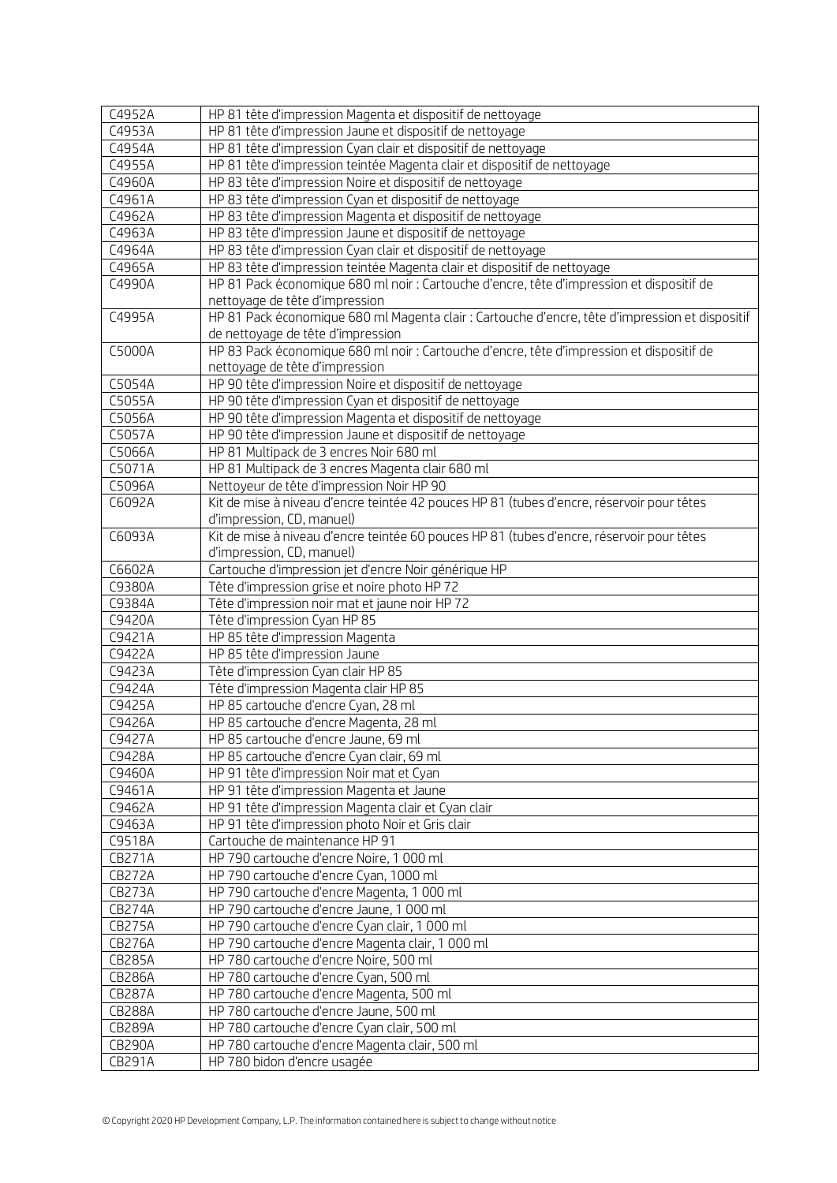| | |
|---|---|
| C4952A | HP 81 tête d'impression Magenta et dispositif de nettoyage |
| C4953A | HP 81 tête d'impression Jaune et dispositif de nettoyage |
| C4954A | HP 81 tête d'impression Cyan clair et dispositif de nettoyage |
| C4955A | HP 81 tête d'impression teintée Magenta clair et dispositif de nettoyage |
| C4960A | HP 83 tête d'impression Noire et dispositif de nettoyage |
| C4961A | HP 83 tête d'impression Cyan et dispositif de nettoyage |
| C4962A | HP 83 tête d'impression Magenta et dispositif de nettoyage |
| C4963A | HP 83 tête d'impression Jaune et dispositif de nettoyage |
| C4964A | HP 83 tête d'impression Cyan clair et dispositif de nettoyage |
| C4965A | HP 83 tête d'impression teintée Magenta clair et dispositif de nettoyage |
| C4990A | HP 81 Pack économique 680 ml noir : Cartouche d'encre, tête d'impression et dispositif de nettoyage de tête d'impression |
| C4995A | HP 81 Pack économique 680 ml Magenta clair : Cartouche d'encre, tête d'impression et dispositif de nettoyage de tête d'impression |
| C5000A | HP 83 Pack économique 680 ml noir : Cartouche d'encre, tête d'impression et dispositif de nettoyage de tête d'impression |
| C5054A | HP 90 tête d'impression Noire et dispositif de nettoyage |
| C5055A | HP 90 tête d'impression Cyan et dispositif de nettoyage |
| C5056A | HP 90 tête d'impression Magenta et dispositif de nettoyage |
| C5057A | HP 90 tête d'impression Jaune et dispositif de nettoyage |
| C5066A | HP 81 Multipack de 3 encres Noir 680 ml |
| C5071A | HP 81 Multipack de 3 encres Magenta clair 680 ml |
| C5096A | Nettoyeur de tête d'impression Noir HP 90 |
| C6092A | Kit de mise à niveau d'encre teintée 42 pouces HP 81 (tubes d'encre, réservoir pour têtes d'impression, CD, manuel) |
| C6093A | Kit de mise à niveau d'encre teintée 60 pouces HP 81 (tubes d'encre, réservoir pour têtes d'impression, CD, manuel) |
| C6602A | Cartouche d'impression jet d'encre Noir générique HP |
| C9380A | Tête d'impression grise et noire photo HP 72 |
| C9384A | Tête d'impression noir mat et jaune noir HP 72 |
| C9420A | Tête d'impression Cyan HP 85 |
| C9421A | HP 85 tête d'impression Magenta |
| C9422A | HP 85 tête d'impression Jaune |
| C9423A | Tête d'impression Cyan clair HP 85 |
| C9424A | Tête d'impression Magenta clair HP 85 |
| C9425A | HP 85 cartouche d'encre Cyan, 28 ml |
| C9426A | HP 85 cartouche d'encre Magenta, 28 ml |
| C9427A | HP 85 cartouche d'encre Jaune, 69 ml |
| C9428A | HP 85 cartouche d'encre Cyan clair, 69 ml |
| C9460A | HP 91 tête d'impression Noir mat et Cyan |
| C9461A | HP 91 tête d'impression Magenta et Jaune |
| C9462A | HP 91 tête d'impression Magenta clair et Cyan clair |
| C9463A | HP 91 tête d'impression photo Noir et Gris clair |
| C9518A | Cartouche de maintenance HP 91 |
| CB271A | HP 790 cartouche d'encre Noire, 1 000 ml |
| CB272A | HP 790 cartouche d'encre Cyan, 1000 ml |
| CB273A | HP 790 cartouche d'encre Magenta, 1 000 ml |
| CB274A | HP 790 cartouche d'encre Jaune, 1 000 ml |
| CB275A | HP 790 cartouche d'encre Cyan clair, 1 000 ml |
| CB276A | HP 790 cartouche d'encre Magenta clair, 1 000 ml |
| CB285A | HP 780 cartouche d'encre Noire, 500 ml |
| CB286A | HP 780 cartouche d'encre Cyan, 500 ml |
| CB287A | HP 780 cartouche d'encre Magenta, 500 ml |
| CB288A | HP 780 cartouche d'encre Jaune, 500 ml |
| CB289A | HP 780 cartouche d'encre Cyan clair, 500 ml |
| CB290A | HP 780 cartouche d'encre Magenta clair, 500 ml |
| CB291A | HP 780 bidon d'encre usagée |

© Copyright 2020 HP Development Company, L.P. The information contained here is subject to change without notice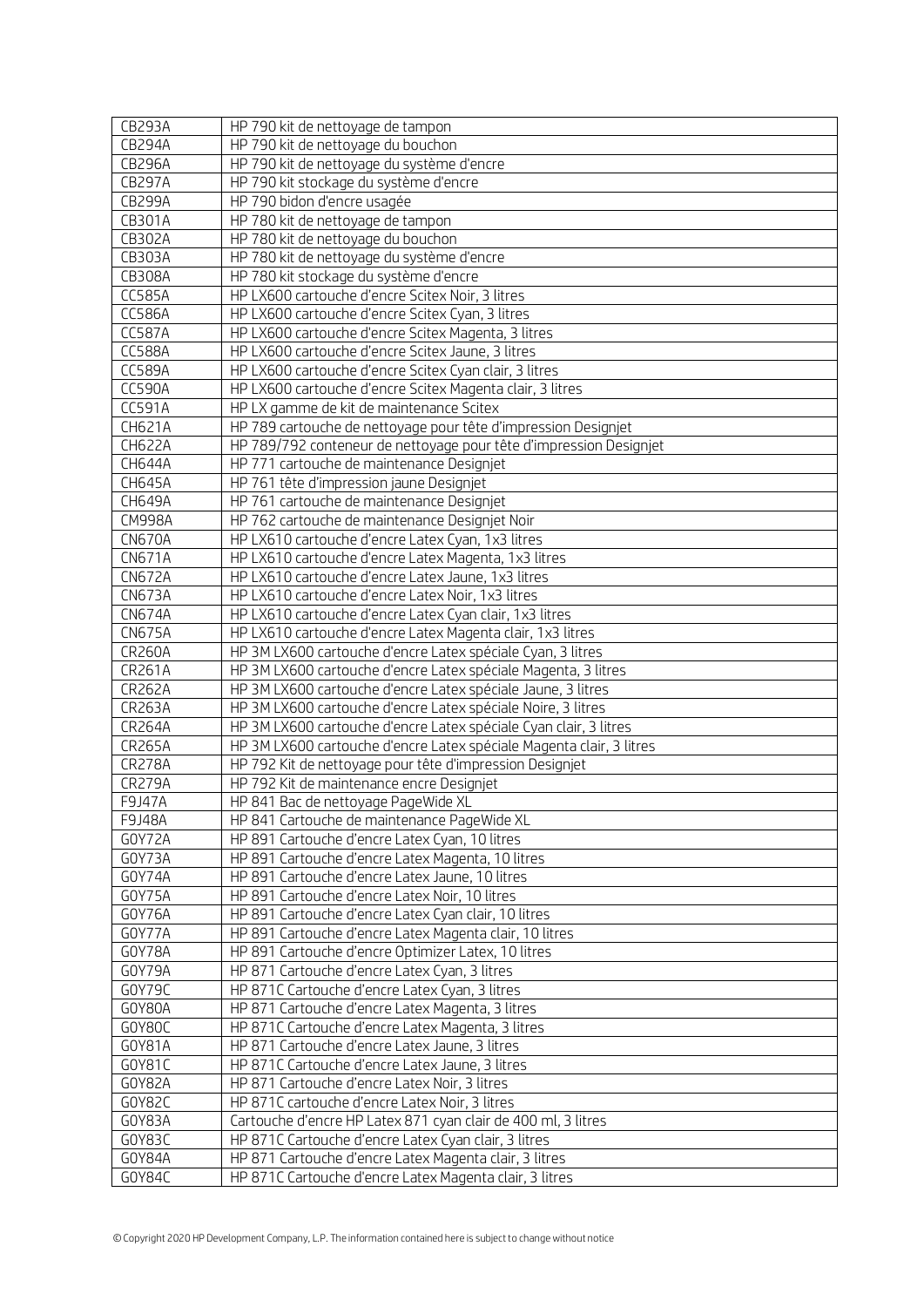| | |
|---|---|
| CB293A | HP 790 kit de nettoyage de tampon |
| CB294A | HP 790 kit de nettoyage du bouchon |
| CB296A | HP 790 kit de nettoyage du système d'encre |
| CB297A | HP 790 kit stockage du système d'encre |
| CB299A | HP 790 bidon d'encre usagée |
| CB301A | HP 780 kit de nettoyage de tampon |
| CB302A | HP 780 kit de nettoyage du bouchon |
| CB303A | HP 780 kit de nettoyage du système d'encre |
| CB308A | HP 780 kit stockage du système d'encre |
| CC585A | HP LX600 cartouche d'encre Scitex Noir, 3 litres |
| CC586A | HP LX600 cartouche d'encre Scitex Cyan, 3 litres |
| CC587A | HP LX600 cartouche d'encre Scitex Magenta, 3 litres |
| CC588A | HP LX600 cartouche d'encre Scitex Jaune, 3 litres |
| CC589A | HP LX600 cartouche d'encre Scitex Cyan clair, 3 litres |
| CC590A | HP LX600 cartouche d'encre Scitex Magenta clair, 3 litres |
| CC591A | HP LX gamme de kit de maintenance Scitex |
| CH621A | HP 789 cartouche de nettoyage pour tête d'impression Designjet |
| CH622A | HP 789/792 conteneur de nettoyage pour tête d'impression Designjet |
| CH644A | HP 771 cartouche de maintenance Designjet |
| CH645A | HP 761 tête d'impression jaune Designjet |
| CH649A | HP 761 cartouche de maintenance Designjet |
| CM998A | HP 762 cartouche de maintenance Designjet Noir |
| CN670A | HP LX610 cartouche d'encre Latex Cyan, 1x3 litres |
| CN671A | HP LX610 cartouche d'encre Latex Magenta, 1x3 litres |
| CN672A | HP LX610 cartouche d'encre Latex Jaune, 1x3 litres |
| CN673A | HP LX610 cartouche d'encre Latex Noir, 1x3 litres |
| CN674A | HP LX610 cartouche d'encre Latex Cyan clair, 1x3 litres |
| CN675A | HP LX610 cartouche d'encre Latex Magenta clair, 1x3 litres |
| CR260A | HP 3M LX600 cartouche d'encre Latex spéciale Cyan, 3 litres |
| CR261A | HP 3M LX600 cartouche d'encre Latex spéciale Magenta, 3 litres |
| CR262A | HP 3M LX600 cartouche d'encre Latex spéciale Jaune, 3 litres |
| CR263A | HP 3M LX600 cartouche d'encre Latex spéciale Noire, 3 litres |
| CR264A | HP 3M LX600 cartouche d'encre Latex spéciale Cyan clair, 3 litres |
| CR265A | HP 3M LX600 cartouche d'encre Latex spéciale Magenta clair, 3 litres |
| CR278A | HP 792 Kit de nettoyage pour tête d'impression Designjet |
| CR279A | HP 792 Kit de maintenance encre Designjet |
| F9J47A | HP 841 Bac de nettoyage PageWide XL |
| F9J48A | HP 841 Cartouche de maintenance PageWide XL |
| G0Y72A | HP 891 Cartouche d'encre Latex Cyan, 10 litres |
| G0Y73A | HP 891 Cartouche d'encre Latex Magenta, 10 litres |
| G0Y74A | HP 891 Cartouche d'encre Latex Jaune, 10 litres |
| G0Y75A | HP 891 Cartouche d'encre Latex Noir, 10 litres |
| G0Y76A | HP 891 Cartouche d'encre Latex Cyan clair, 10 litres |
| G0Y77A | HP 891 Cartouche d'encre Latex Magenta clair, 10 litres |
| G0Y78A | HP 891 Cartouche d'encre Optimizer Latex, 10 litres |
| G0Y79A | HP 871 Cartouche d'encre Latex Cyan, 3 litres |
| G0Y79C | HP 871C Cartouche d'encre Latex Cyan, 3 litres |
| G0Y80A | HP 871 Cartouche d'encre Latex Magenta, 3 litres |
| G0Y80C | HP 871C Cartouche d'encre Latex Magenta, 3 litres |
| G0Y81A | HP 871 Cartouche d'encre Latex Jaune, 3 litres |
| G0Y81C | HP 871C Cartouche d'encre Latex Jaune, 3 litres |
| G0Y82A | HP 871 Cartouche d'encre Latex Noir, 3 litres |
| G0Y82C | HP 871C cartouche d'encre Latex Noir, 3 litres |
| G0Y83A | Cartouche d'encre HP Latex 871 cyan clair de 400 ml, 3 litres |
| G0Y83C | HP 871C Cartouche d'encre Latex Cyan clair, 3 litres |
| G0Y84A | HP 871 Cartouche d'encre Latex Magenta clair, 3 litres |
| G0Y84C | HP 871C Cartouche d'encre Latex Magenta clair, 3 litres |

© Copyright 2020 HP Development Company, L.P. The information contained here is subject to change without notice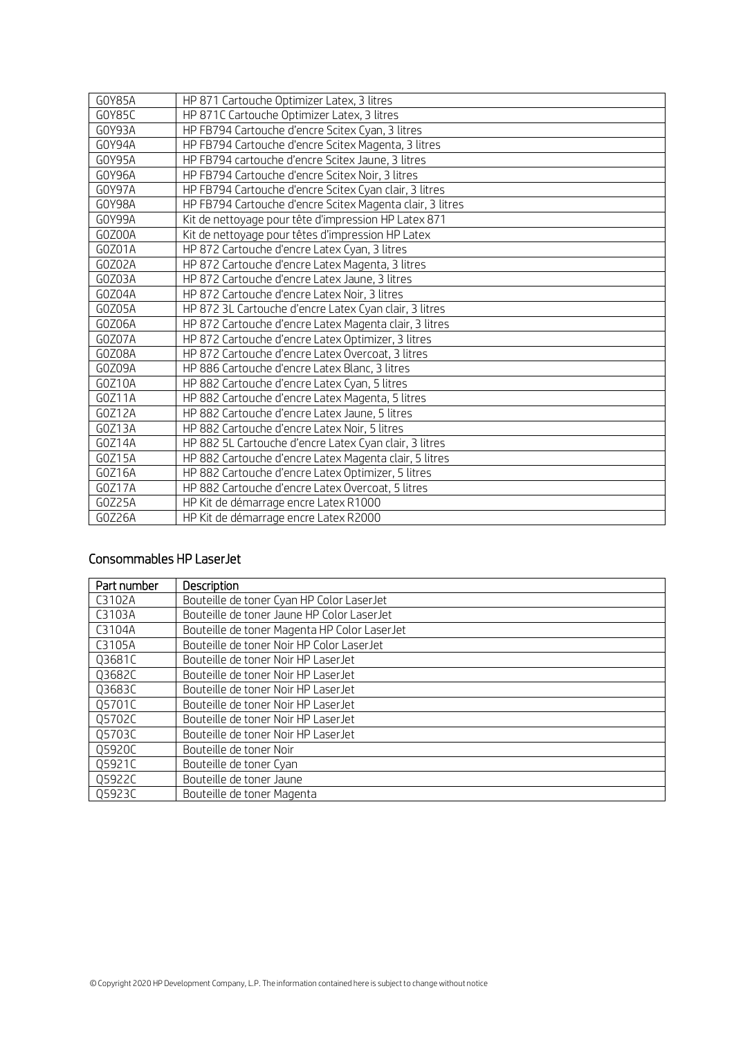| | |
|---|---|
| G0Y85A | HP 871 Cartouche Optimizer Latex, 3 litres |
| G0Y85C | HP 871C Cartouche Optimizer Latex, 3 litres |
| G0Y93A | HP FB794 Cartouche d'encre Scitex Cyan, 3 litres |
| G0Y94A | HP FB794 Cartouche d'encre Scitex Magenta, 3 litres |
| G0Y95A | HP FB794 cartouche d'encre Scitex Jaune, 3 litres |
| G0Y96A | HP FB794 Cartouche d'encre Scitex Noir, 3 litres |
| G0Y97A | HP FB794 Cartouche d'encre Scitex Cyan clair, 3 litres |
| G0Y98A | HP FB794 Cartouche d'encre Scitex Magenta clair, 3 litres |
| G0Y99A | Kit de nettoyage pour tête d'impression HP Latex 871 |
| G0Z00A | Kit de nettoyage pour têtes d'impression HP Latex |
| G0Z01A | HP 872 Cartouche d'encre Latex Cyan, 3 litres |
| G0Z02A | HP 872 Cartouche d'encre Latex Magenta, 3 litres |
| G0Z03A | HP 872 Cartouche d'encre Latex Jaune, 3 litres |
| G0Z04A | HP 872 Cartouche d'encre Latex Noir, 3 litres |
| G0Z05A | HP 872 3L Cartouche d'encre Latex Cyan clair, 3 litres |
| G0Z06A | HP 872 Cartouche d'encre Latex Magenta clair, 3 litres |
| G0Z07A | HP 872 Cartouche d'encre Latex Optimizer, 3 litres |
| G0Z08A | HP 872 Cartouche d'encre Latex Overcoat, 3 litres |
| G0Z09A | HP 886 Cartouche d'encre Latex Blanc, 3 litres |
| G0Z10A | HP 882 Cartouche d'encre Latex Cyan, 5 litres |
| G0Z11A | HP 882 Cartouche d'encre Latex Magenta, 5 litres |
| G0Z12A | HP 882 Cartouche d'encre Latex Jaune, 5 litres |
| G0Z13A | HP 882 Cartouche d'encre Latex Noir, 5 litres |
| G0Z14A | HP 882 5L Cartouche d'encre Latex Cyan clair, 3 litres |
| G0Z15A | HP 882 Cartouche d'encre Latex Magenta clair, 5 litres |
| G0Z16A | HP 882 Cartouche d'encre Latex Optimizer, 5 litres |
| G0Z17A | HP 882 Cartouche d'encre Latex Overcoat, 5 litres |
| G0Z25A | HP Kit de démarrage encre Latex R1000 |
| G0Z26A | HP Kit de démarrage encre Latex R2000 |

## Consommables HP LaserJet

| Part number | Description |
|---|---|
| C3102A | Bouteille de toner Cyan HP Color LaserJet |
| C3103A | Bouteille de toner Jaune HP Color LaserJet |
| C3104A | Bouteille de toner Magenta HP Color LaserJet |
| C3105A | Bouteille de toner Noir HP Color LaserJet |
| Q3681C | Bouteille de toner Noir HP LaserJet |
| Q3682C | Bouteille de toner Noir HP LaserJet |
| Q3683C | Bouteille de toner Noir HP LaserJet |
| Q5701C | Bouteille de toner Noir HP LaserJet |
| Q5702C | Bouteille de toner Noir HP LaserJet |
| Q5703C | Bouteille de toner Noir HP LaserJet |
| Q5920C | Bouteille de toner Noir |
| Q5921C | Bouteille de toner Cyan |
| Q5922C | Bouteille de toner Jaune |
| Q5923C | Bouteille de toner Magenta |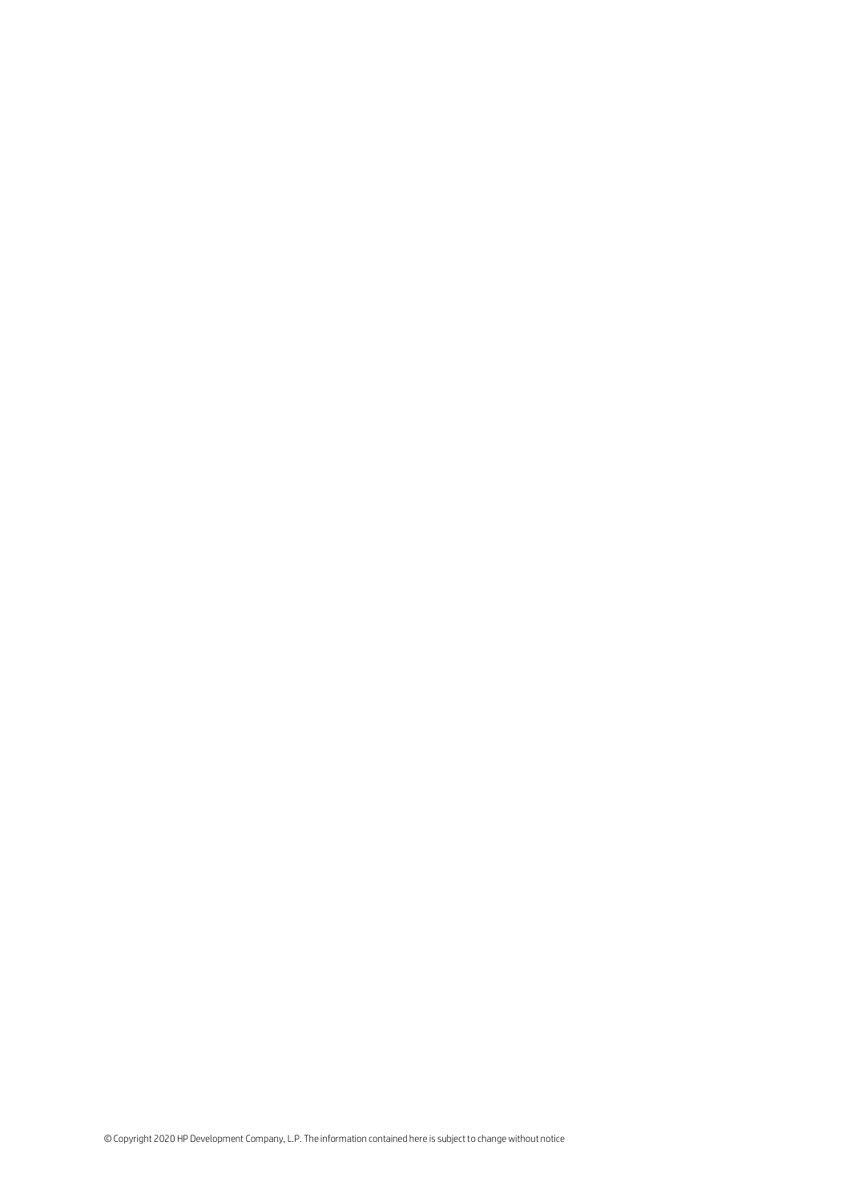© Copyright 2020 HP Development Company, L.P. The information contained here is subject to change without notice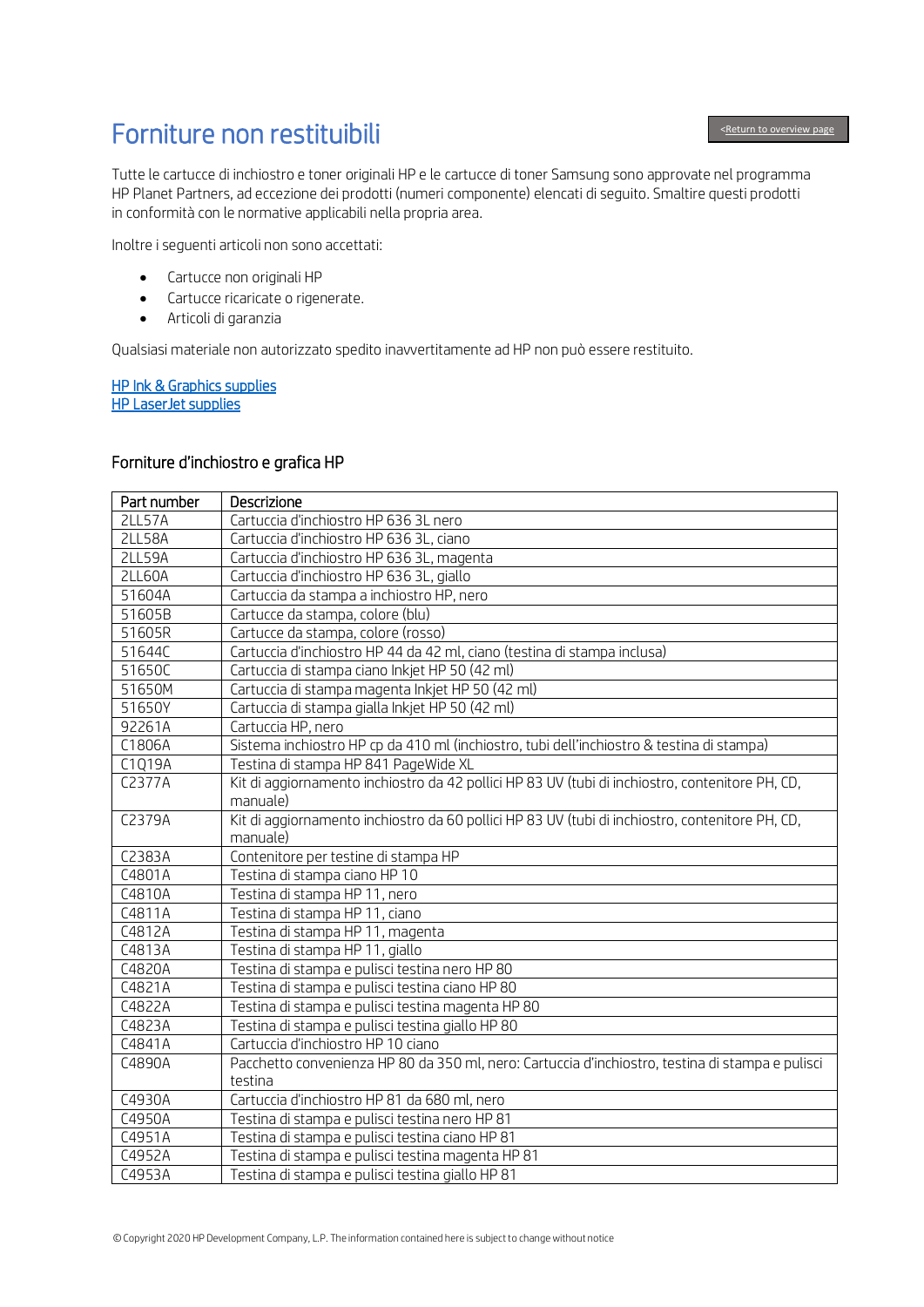# Forniture non restituibili

<Return to overview page

Tutte le cartucce di inchiostro e toner originali HP e le cartucce di toner Samsung sono approvate nel programma HP Planet Partners, ad eccezione dei prodotti (numeri componente) elencati di seguito. Smaltire questi prodotti in conformità con le normative applicabili nella propria area.

Inoltre i seguenti articoli non sono accettati:

- Cartucce non originali HP
- Cartucce ricaricate o rigenerate.
- Articoli di garanzia

Qualsiasi materiale non autorizzato spedito inavvertitamente ad HP non può essere restituito.

HP Ink & Graphics supplies
HP LaserJet supplies

## Forniture d'inchiostro e grafica HP

| Part number | Descrizione |
|---|---|
| 2LL57A | Cartuccia d'inchiostro HP 636 3L nero |
| 2LL58A | Cartuccia d'inchiostro HP 636 3L, ciano |
| 2LL59A | Cartuccia d'inchiostro HP 636 3L, magenta |
| 2LL60A | Cartuccia d'inchiostro HP 636 3L, giallo |
| 51604A | Cartuccia da stampa a inchiostro HP, nero |
| 51605B | Cartucce da stampa, colore (blu) |
| 51605R | Cartucce da stampa, colore (rosso) |
| 51644C | Cartuccia d'inchiostro HP 44 da 42 ml, ciano (testina di stampa inclusa) |
| 51650C | Cartuccia di stampa ciano Inkjet HP 50 (42 ml) |
| 51650M | Cartuccia di stampa magenta Inkjet HP 50 (42 ml) |
| 51650Y | Cartuccia di stampa gialla Inkjet HP 50 (42 ml) |
| 92261A | Cartuccia HP, nero |
| C1806A | Sistema inchiostro HP cp da 410 ml (inchiostro, tubi dell'inchiostro & testina di stampa) |
| C1Q19A | Testina di stampa HP 841 PageWide XL |
| C2377A | Kit di aggiornamento inchiostro da 42 pollici HP 83 UV (tubi di inchiostro, contenitore PH, CD, manuale) |
| C2379A | Kit di aggiornamento inchiostro da 60 pollici HP 83 UV (tubi di inchiostro, contenitore PH, CD, manuale) |
| C2383A | Contenitore per testine di stampa HP |
| C4801A | Testina di stampa ciano HP 10 |
| C4810A | Testina di stampa HP 11, nero |
| C4811A | Testina di stampa HP 11, ciano |
| C4812A | Testina di stampa HP 11, magenta |
| C4813A | Testina di stampa HP 11, giallo |
| C4820A | Testina di stampa e pulisci testina nero HP 80 |
| C4821A | Testina di stampa e pulisci testina ciano HP 80 |
| C4822A | Testina di stampa e pulisci testina magenta HP 80 |
| C4823A | Testina di stampa e pulisci testina giallo HP 80 |
| C4841A | Cartuccia d'inchiostro HP 10 ciano |
| C4890A | Pacchetto convenienza HP 80 da 350 ml, nero: Cartuccia d'inchiostro, testina di stampa e pulisci testina |
| C4930A | Cartuccia d'inchiostro HP 81 da 680 ml, nero |
| C4950A | Testina di stampa e pulisci testina nero HP 81 |
| C4951A | Testina di stampa e pulisci testina ciano HP 81 |
| C4952A | Testina di stampa e pulisci testina magenta HP 81 |
| C4953A | Testina di stampa e pulisci testina giallo HP 81 |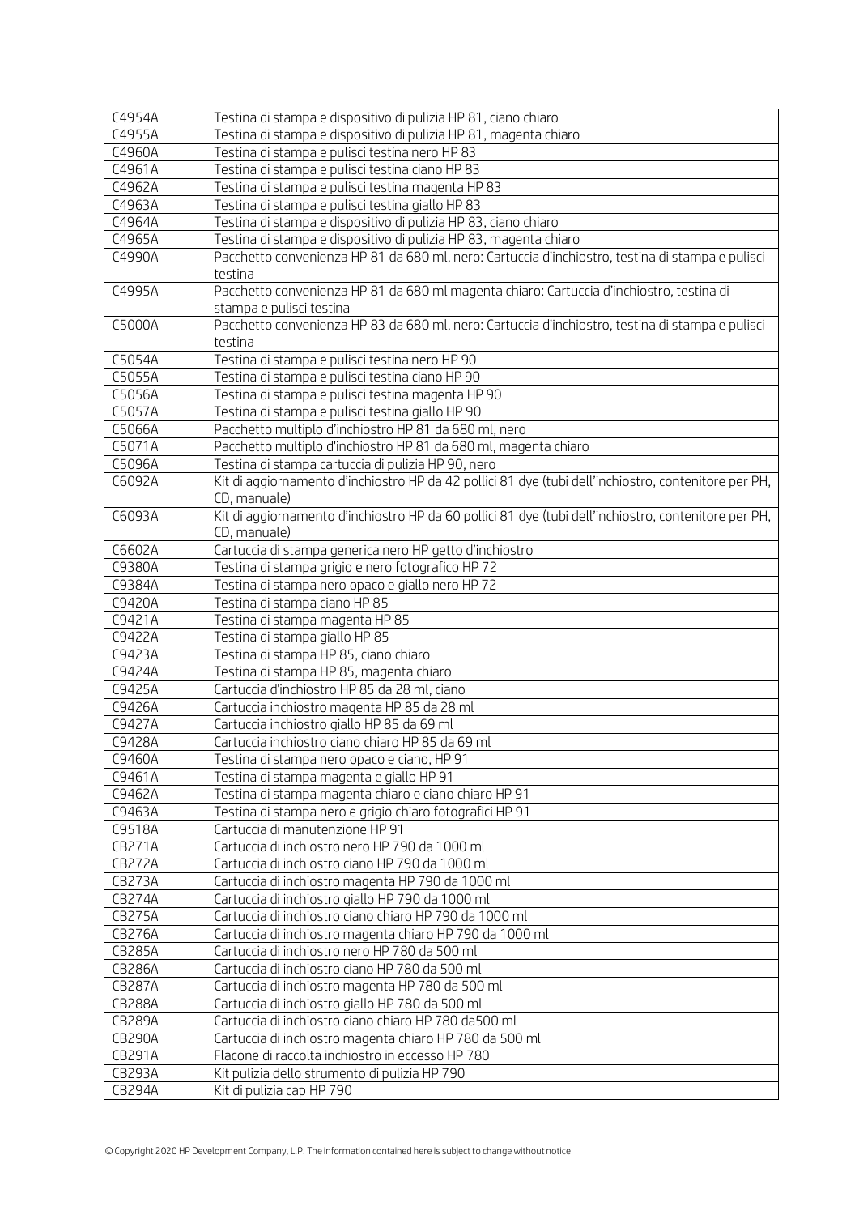| | |
|---|---|
| C4954A | Testina di stampa e dispositivo di pulizia HP 81, ciano chiaro |
| C4955A | Testina di stampa e dispositivo di pulizia HP 81, magenta chiaro |
| C4960A | Testina di stampa e pulisci testina nero HP 83 |
| C4961A | Testina di stampa e pulisci testina ciano HP 83 |
| C4962A | Testina di stampa e pulisci testina magenta HP 83 |
| C4963A | Testina di stampa e pulisci testina giallo HP 83 |
| C4964A | Testina di stampa e dispositivo di pulizia HP 83, ciano chiaro |
| C4965A | Testina di stampa e dispositivo di pulizia HP 83, magenta chiaro |
| C4990A | Pacchetto convenienza HP 81 da 680 ml, nero: Cartuccia d'inchiostro, testina di stampa e pulisci testina |
| C4995A | Pacchetto convenienza HP 81 da 680 ml magenta chiaro: Cartuccia d'inchiostro, testina di stampa e pulisci testina |
| C5000A | Pacchetto convenienza HP 83 da 680 ml, nero: Cartuccia d'inchiostro, testina di stampa e pulisci testina |
| C5054A | Testina di stampa e pulisci testina nero HP 90 |
| C5055A | Testina di stampa e pulisci testina ciano HP 90 |
| C5056A | Testina di stampa e pulisci testina magenta HP 90 |
| C5057A | Testina di stampa e pulisci testina giallo HP 90 |
| C5066A | Pacchetto multiplo d'inchiostro HP 81 da 680 ml, nero |
| C5071A | Pacchetto multiplo d'inchiostro HP 81 da 680 ml, magenta chiaro |
| C5096A | Testina di stampa cartuccia di pulizia HP 90, nero |
| C6092A | Kit di aggiornamento d'inchiostro HP da 42 pollici 81 dye (tubi dell'inchiostro, contenitore per PH, CD, manuale) |
| C6093A | Kit di aggiornamento d'inchiostro HP da 60 pollici 81 dye (tubi dell'inchiostro, contenitore per PH, CD, manuale) |
| C6602A | Cartuccia di stampa generica nero HP getto d'inchiostro |
| C9380A | Testina di stampa grigio e nero fotografico HP 72 |
| C9384A | Testina di stampa nero opaco e giallo nero HP 72 |
| C9420A | Testina di stampa ciano HP 85 |
| C9421A | Testina di stampa magenta HP 85 |
| C9422A | Testina di stampa giallo HP 85 |
| C9423A | Testina di stampa HP 85, ciano chiaro |
| C9424A | Testina di stampa HP 85, magenta chiaro |
| C9425A | Cartuccia d'inchiostro HP 85 da 28 ml, ciano |
| C9426A | Cartuccia inchiostro magenta HP 85 da 28 ml |
| C9427A | Cartuccia inchiostro giallo HP 85 da 69 ml |
| C9428A | Cartuccia inchiostro ciano chiaro HP 85 da 69 ml |
| C9460A | Testina di stampa nero opaco e ciano, HP 91 |
| C9461A | Testina di stampa magenta e giallo HP 91 |
| C9462A | Testina di stampa magenta chiaro e ciano chiaro HP 91 |
| C9463A | Testina di stampa nero e grigio chiaro fotografici HP 91 |
| C9518A | Cartuccia di manutenzione HP 91 |
| CB271A | Cartuccia di inchiostro nero HP 790 da 1000 ml |
| CB272A | Cartuccia di inchiostro ciano HP 790 da 1000 ml |
| CB273A | Cartuccia di inchiostro magenta HP 790 da 1000 ml |
| CB274A | Cartuccia di inchiostro giallo HP 790 da 1000 ml |
| CB275A | Cartuccia di inchiostro ciano chiaro HP 790 da 1000 ml |
| CB276A | Cartuccia di inchiostro magenta chiaro HP 790 da 1000 ml |
| CB285A | Cartuccia di inchiostro nero HP 780 da 500 ml |
| CB286A | Cartuccia di inchiostro ciano HP 780 da 500 ml |
| CB287A | Cartuccia di inchiostro magenta HP 780 da 500 ml |
| CB288A | Cartuccia di inchiostro giallo HP 780 da 500 ml |
| CB289A | Cartuccia di inchiostro ciano chiaro HP 780 da500 ml |
| CB290A | Cartuccia di inchiostro magenta chiaro HP 780 da 500 ml |
| CB291A | Flacone di raccolta inchiostro in eccesso HP 780 |
| CB293A | Kit pulizia dello strumento di pulizia HP 790 |
| CB294A | Kit di pulizia cap HP 790 |

© Copyright 2020 HP Development Company, L.P. The information contained here is subject to change without notice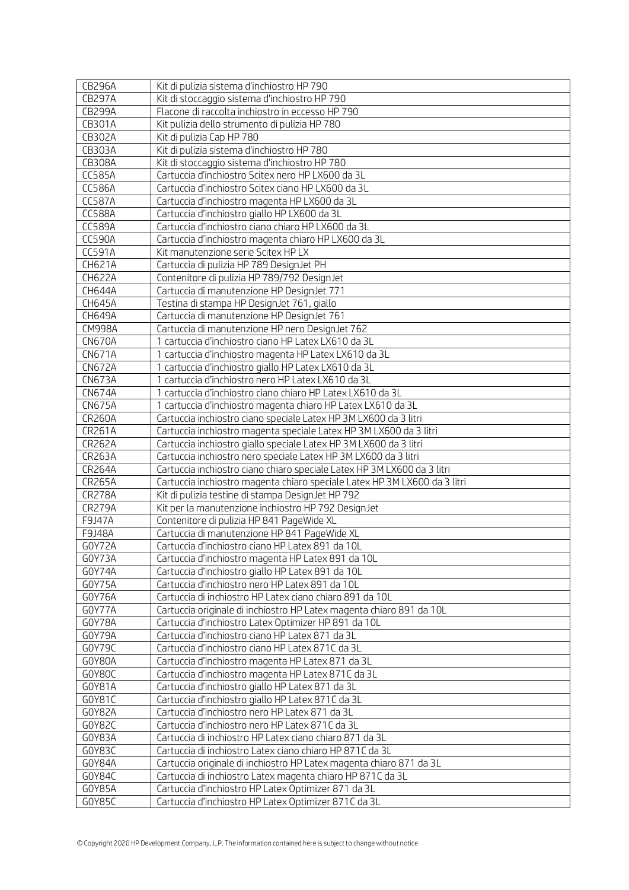| CB296A | Kit di pulizia sistema d'inchiostro HP 790 |
|---|---|
| CB297A | Kit di stoccaggio sistema d'inchiostro HP 790 |
| CB299A | Flacone di raccolta inchiostro in eccesso HP 790 |
| CB301A | Kit pulizia dello strumento di pulizia HP 780 |
| CB302A | Kit di pulizia Cap HP 780 |
| CB303A | Kit di pulizia sistema d'inchiostro HP 780 |
| CB308A | Kit di stoccaggio sistema d'inchiostro HP 780 |
| CC585A | Cartuccia d'inchiostro Scitex nero HP LX600 da 3L |
| CC586A | Cartuccia d'inchiostro Scitex ciano HP LX600 da 3L |
| CC587A | Cartuccia d'inchiostro magenta HP LX600 da 3L |
| CC588A | Cartuccia d'inchiostro giallo HP LX600 da 3L |
| CC589A | Cartuccia d'inchiostro ciano chiaro HP LX600 da 3L |
| CC590A | Cartuccia d'inchiostro magenta chiaro HP LX600 da 3L |
| CC591A | Kit manutenzione serie Scitex HP LX |
| CH621A | Cartuccia di pulizia HP 789 DesignJet PH |
| CH622A | Contenitore di pulizia HP 789/792 DesignJet |
| CH644A | Cartuccia di manutenzione HP DesignJet 771 |
| CH645A | Testina di stampa HP DesignJet 761, giallo |
| CH649A | Cartuccia di manutenzione HP DesignJet 761 |
| CM998A | Cartuccia di manutenzione HP nero DesignJet 762 |
| CN670A | 1 cartuccia d'inchiostro ciano HP Latex LX610 da 3L |
| CN671A | 1 cartuccia d'inchiostro magenta HP Latex LX610 da 3L |
| CN672A | 1 cartuccia d'inchiostro giallo HP Latex LX610 da 3L |
| CN673A | 1 cartuccia d'inchiostro nero HP Latex LX610 da 3L |
| CN674A | 1 cartuccia d'inchiostro ciano chiaro HP Latex LX610 da 3L |
| CN675A | 1 cartuccia d'inchiostro magenta chiaro HP Latex LX610 da 3L |
| CR260A | Cartuccia inchiostro ciano speciale Latex HP 3M LX600 da 3 litri |
| CR261A | Cartuccia inchiostro magenta speciale Latex HP 3M LX600 da 3 litri |
| CR262A | Cartuccia inchiostro giallo speciale Latex HP 3M LX600 da 3 litri |
| CR263A | Cartuccia inchiostro nero speciale Latex HP 3M LX600 da 3 litri |
| CR264A | Cartuccia inchiostro ciano chiaro speciale Latex HP 3M LX600 da 3 litri |
| CR265A | Cartuccia inchiostro magenta chiaro speciale Latex HP 3M LX600 da 3 litri |
| CR278A | Kit di pulizia testine di stampa DesignJet HP 792 |
| CR279A | Kit per la manutenzione inchiostro HP 792 DesignJet |
| F9J47A | Contenitore di pulizia HP 841 PageWide XL |
| F9J48A | Cartuccia di manutenzione HP 841 PageWide XL |
| G0Y72A | Cartuccia d'inchiostro ciano HP Latex 891 da 10L |
| G0Y73A | Cartuccia d'inchiostro magenta HP Latex 891 da 10L |
| G0Y74A | Cartuccia d'inchiostro giallo HP Latex 891 da 10L |
| G0Y75A | Cartuccia d'inchiostro nero HP Latex 891 da 10L |
| G0Y76A | Cartuccia di inchiostro HP Latex ciano chiaro 891 da 10L |
| G0Y77A | Cartuccia originale di inchiostro HP Latex magenta chiaro 891 da 10L |
| G0Y78A | Cartuccia d'inchiostro Latex Optimizer HP 891 da 10L |
| G0Y79A | Cartuccia d'inchiostro ciano HP Latex 871 da 3L |
| G0Y79C | Cartuccia d'inchiostro ciano HP Latex 871C da 3L |
| G0Y80A | Cartuccia d'inchiostro magenta HP Latex 871 da 3L |
| G0Y80C | Cartuccia d'inchiostro magenta HP Latex 871C da 3L |
| G0Y81A | Cartuccia d'inchiostro giallo HP Latex 871 da 3L |
| G0Y81C | Cartuccia d'inchiostro giallo HP Latex 871C da 3L |
| G0Y82A | Cartuccia d'inchiostro nero HP Latex 871 da 3L |
| G0Y82C | Cartuccia d'inchiostro nero HP Latex 871C da 3L |
| G0Y83A | Cartuccia di inchiostro HP Latex ciano chiaro 871 da 3L |
| G0Y83C | Cartuccia di inchiostro Latex ciano chiaro HP 871C da 3L |
| G0Y84A | Cartuccia originale di inchiostro HP Latex magenta chiaro 871 da 3L |
| G0Y84C | Cartuccia di inchiostro Latex magenta chiaro HP 871C da 3L |
| G0Y85A | Cartuccia d'inchiostro HP Latex Optimizer 871 da 3L |
| G0Y85C | Cartuccia d'inchiostro HP Latex Optimizer 871C da 3L |

© Copyright 2020 HP Development Company, L.P. The information contained here is subject to change without notice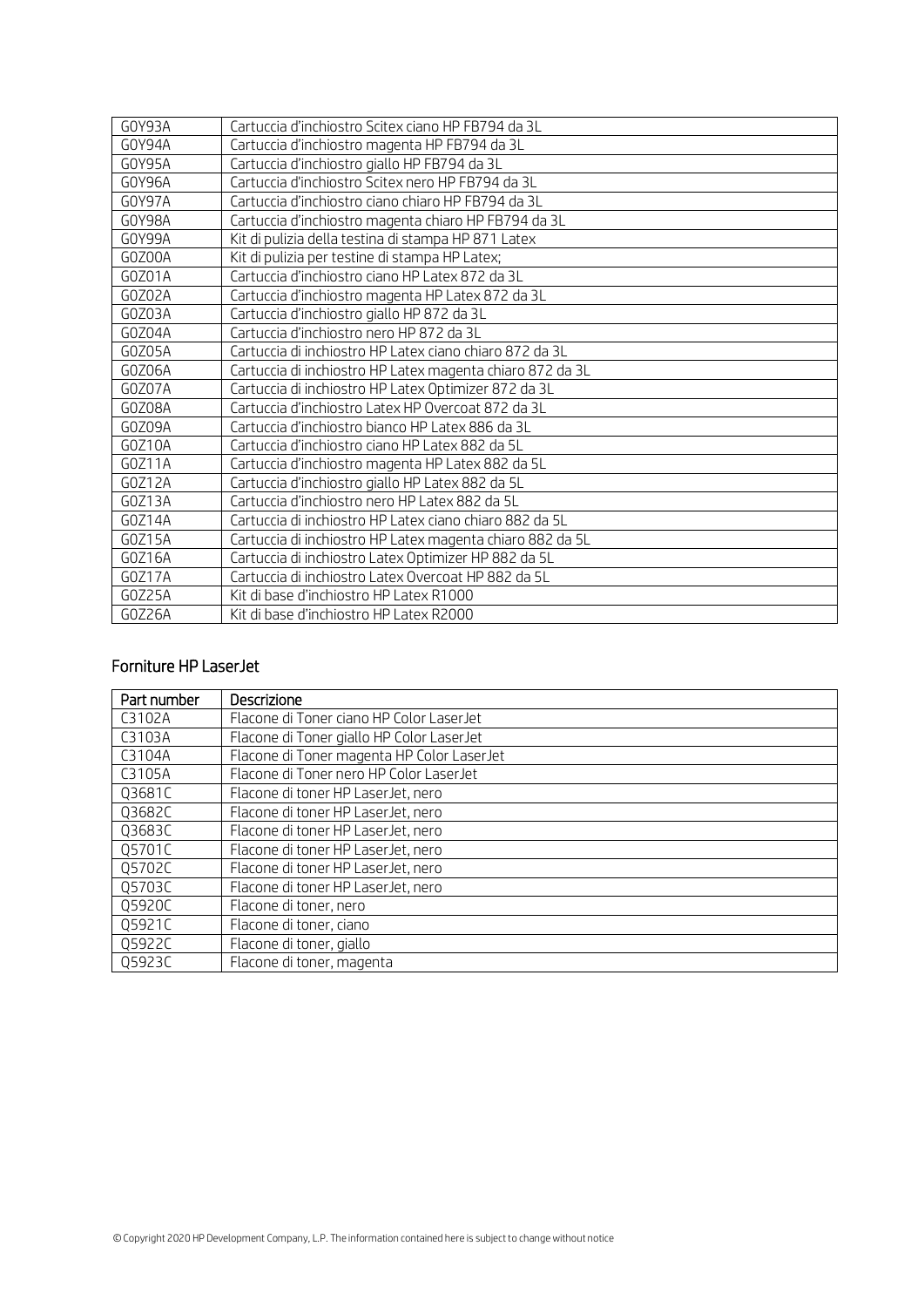| | |
|---|---|
| G0Y93A | Cartuccia d'inchiostro Scitex ciano HP FB794 da 3L |
| G0Y94A | Cartuccia d'inchiostro magenta HP FB794 da 3L |
| G0Y95A | Cartuccia d'inchiostro giallo HP FB794 da 3L |
| G0Y96A | Cartuccia d'inchiostro Scitex nero HP FB794 da 3L |
| G0Y97A | Cartuccia d'inchiostro ciano chiaro HP FB794 da 3L |
| G0Y98A | Cartuccia d'inchiostro magenta chiaro HP FB794 da 3L |
| G0Y99A | Kit di pulizia della testina di stampa HP 871 Latex |
| G0Z00A | Kit di pulizia per testine di stampa HP Latex; |
| G0Z01A | Cartuccia d'inchiostro ciano HP Latex 872 da 3L |
| G0Z02A | Cartuccia d'inchiostro magenta HP Latex 872 da 3L |
| G0Z03A | Cartuccia d'inchiostro giallo HP 872 da 3L |
| G0Z04A | Cartuccia d'inchiostro nero HP 872 da 3L |
| G0Z05A | Cartuccia di inchiostro HP Latex ciano chiaro 872 da 3L |
| G0Z06A | Cartuccia di inchiostro HP Latex magenta chiaro 872 da 3L |
| G0Z07A | Cartuccia di inchiostro HP Latex Optimizer 872 da 3L |
| G0Z08A | Cartuccia d'inchiostro Latex HP Overcoat 872 da 3L |
| G0Z09A | Cartuccia d'inchiostro bianco HP Latex 886 da 3L |
| G0Z10A | Cartuccia d'inchiostro ciano HP Latex 882 da 5L |
| G0Z11A | Cartuccia d'inchiostro magenta HP Latex 882 da 5L |
| G0Z12A | Cartuccia d'inchiostro giallo HP Latex 882 da 5L |
| G0Z13A | Cartuccia d'inchiostro nero HP Latex 882 da 5L |
| G0Z14A | Cartuccia di inchiostro HP Latex ciano chiaro 882 da 5L |
| G0Z15A | Cartuccia di inchiostro HP Latex magenta chiaro 882 da 5L |
| G0Z16A | Cartuccia di inchiostro Latex Optimizer HP 882 da 5L |
| G0Z17A | Cartuccia di inchiostro Latex Overcoat HP 882 da 5L |
| G0Z25A | Kit di base d'inchiostro HP Latex R1000 |
| G0Z26A | Kit di base d'inchiostro HP Latex R2000 |

## Forniture HP LaserJet

| Part number | Descrizione |
|---|---|
| C3102A | Flacone di Toner ciano HP Color LaserJet |
| C3103A | Flacone di Toner giallo HP Color LaserJet |
| C3104A | Flacone di Toner magenta HP Color LaserJet |
| C3105A | Flacone di Toner nero HP Color LaserJet |
| Q3681C | Flacone di toner HP LaserJet, nero |
| Q3682C | Flacone di toner HP LaserJet, nero |
| Q3683C | Flacone di toner HP LaserJet, nero |
| Q5701C | Flacone di toner HP LaserJet, nero |
| Q5702C | Flacone di toner HP LaserJet, nero |
| Q5703C | Flacone di toner HP LaserJet, nero |
| Q5920C | Flacone di toner, nero |
| Q5921C | Flacone di toner, ciano |
| Q5922C | Flacone di toner, giallo |
| Q5923C | Flacone di toner, magenta |

© Copyright 2020 HP Development Company, L.P. The information contained here is subject to change without notice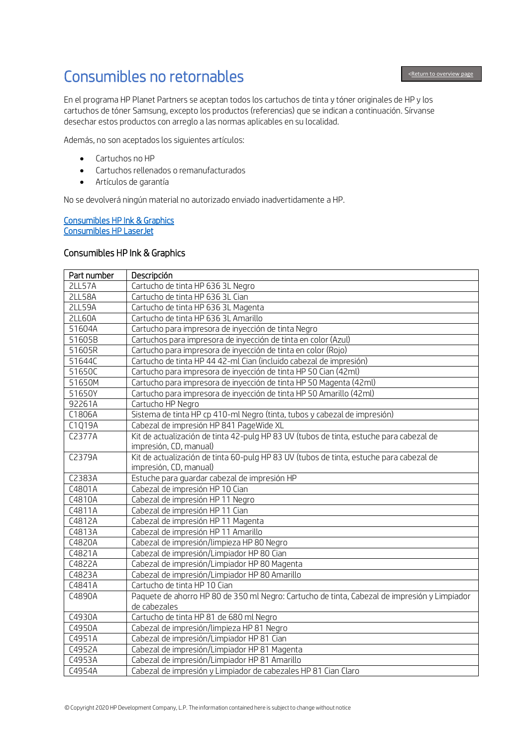# Consumibles no retornables

<Return to overview page

En el programa HP Planet Partners se aceptan todos los cartuchos de tinta y tóner originales de HP y los cartuchos de tóner Samsung, excepto los productos (referencias) que se indican a continuación. Sírvanse desechar estos productos con arreglo a las normas aplicables en su localidad.

Además, no son aceptados los siguientes artículos:

- Cartuchos no HP
- Cartuchos rellenados o remanufacturados
- Artículos de garantía

No se devolverá ningún material no autorizado enviado inadvertidamente a HP.

Consumibles HP Ink & Graphics
Consumibles HP LaserJet

## Consumibles HP Ink & Graphics

| Part number | Descripción |
|---|---|
| 2LL57A | Cartucho de tinta HP 636 3L Negro |
| 2LL58A | Cartucho de tinta HP 636 3L Cian |
| 2LL59A | Cartucho de tinta HP 636 3L Magenta |
| 2LL60A | Cartucho de tinta HP 636 3L Amarillo |
| 51604A | Cartucho para impresora de inyección de tinta Negro |
| 51605B | Cartuchos para impresora de inyección de tinta en color (Azul) |
| 51605R | Cartucho para impresora de inyección de tinta en color (Rojo) |
| 51644C | Cartucho de tinta HP 44 42-ml Cian (incluido cabezal de impresión) |
| 51650C | Cartucho para impresora de inyección de tinta HP 50 Cian (42ml) |
| 51650M | Cartucho para impresora de inyección de tinta HP 50 Magenta (42ml) |
| 51650Y | Cartucho para impresora de inyección de tinta HP 50 Amarillo (42ml) |
| 92261A | Cartucho HP Negro |
| C1806A | Sistema de tinta HP cp 410-ml Negro (tinta, tubos y cabezal de impresión) |
| C1Q19A | Cabezal de impresión HP 841 PageWide XL |
| C2377A | Kit de actualización de tinta 42-pulg HP 83 UV (tubos de tinta, estuche para cabezal de impresión, CD, manual) |
| C2379A | Kit de actualización de tinta 60-pulg HP 83 UV (tubos de tinta, estuche para cabezal de impresión, CD, manual) |
| C2383A | Estuche para guardar cabezal de impresión HP |
| C4801A | Cabezal de impresión HP 10 Cian |
| C4810A | Cabezal de impresión HP 11 Negro |
| C4811A | Cabezal de impresión HP 11 Cian |
| C4812A | Cabezal de impresión HP 11 Magenta |
| C4813A | Cabezal de impresión HP 11 Amarillo |
| C4820A | Cabezal de impresión/limpieza HP 80 Negro |
| C4821A | Cabezal de impresión/Limpiador HP 80 Cian |
| C4822A | Cabezal de impresión/Limpiador HP 80 Magenta |
| C4823A | Cabezal de impresión/Limpiador HP 80 Amarillo |
| C4841A | Cartucho de tinta HP 10 Cian |
| C4890A | Paquete de ahorro HP 80 de 350 ml Negro: Cartucho de tinta, Cabezal de impresión y Limpiador de cabezales |
| C4930A | Cartucho de tinta HP 81 de 680 ml Negro |
| C4950A | Cabezal de impresión/limpieza HP 81 Negro |
| C4951A | Cabezal de impresión/Limpiador HP 81 Cian |
| C4952A | Cabezal de impresión/Limpiador HP 81 Magenta |
| C4953A | Cabezal de impresión/Limpiador HP 81 Amarillo |
| C4954A | Cabezal de impresión y Limpiador de cabezales HP 81 Cian Claro |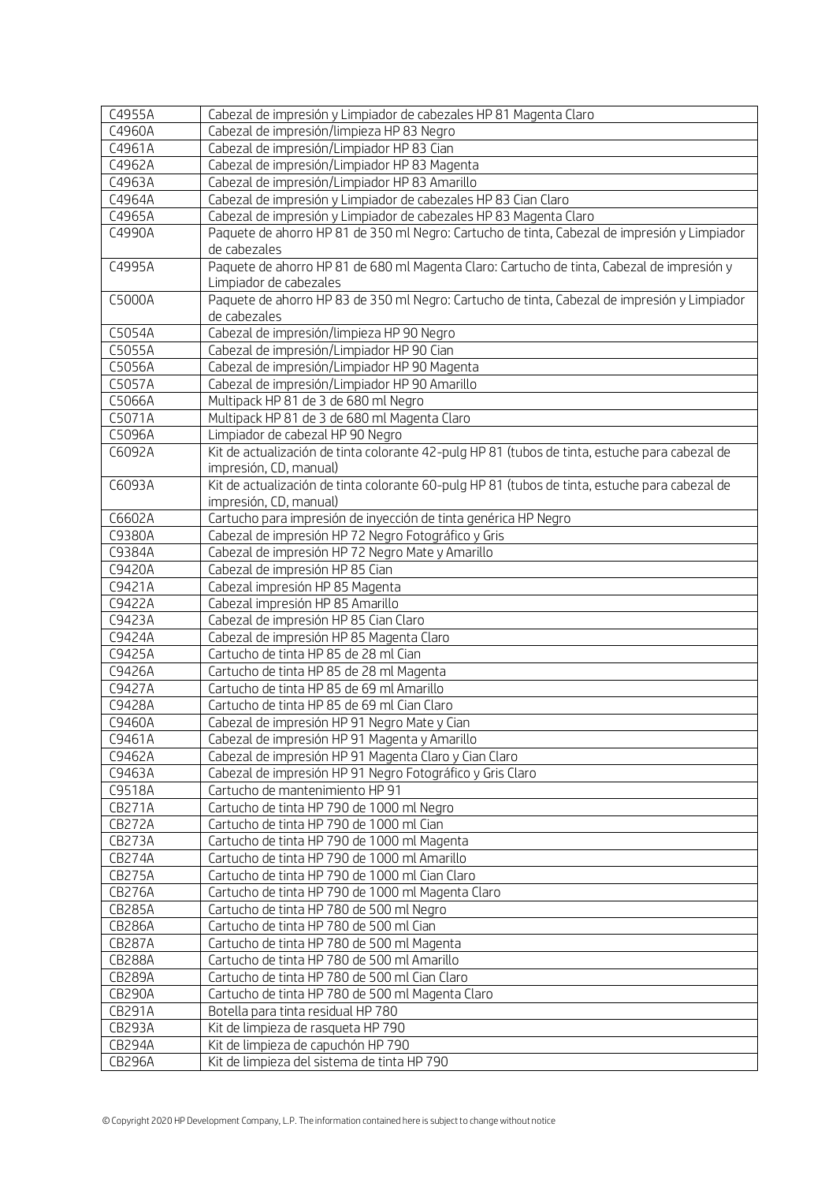| | |
|---|---|
| C4955A | Cabezal de impresión y Limpiador de cabezales HP 81 Magenta Claro |
| C4960A | Cabezal de impresión/limpieza HP 83 Negro |
| C4961A | Cabezal de impresión/Limpiador HP 83 Cian |
| C4962A | Cabezal de impresión/Limpiador HP 83 Magenta |
| C4963A | Cabezal de impresión/Limpiador HP 83 Amarillo |
| C4964A | Cabezal de impresión y Limpiador de cabezales HP 83 Cian Claro |
| C4965A | Cabezal de impresión y Limpiador de cabezales HP 83 Magenta Claro |
| C4990A | Paquete de ahorro HP 81 de 350 ml Negro: Cartucho de tinta, Cabezal de impresión y Limpiador de cabezales |
| C4995A | Paquete de ahorro HP 81 de 680 ml Magenta Claro: Cartucho de tinta, Cabezal de impresión y Limpiador de cabezales |
| C5000A | Paquete de ahorro HP 83 de 350 ml Negro: Cartucho de tinta, Cabezal de impresión y Limpiador de cabezales |
| C5054A | Cabezal de impresión/limpieza HP 90 Negro |
| C5055A | Cabezal de impresión/Limpiador HP 90 Cian |
| C5056A | Cabezal de impresión/Limpiador HP 90 Magenta |
| C5057A | Cabezal de impresión/Limpiador HP 90 Amarillo |
| C5066A | Multipack HP 81 de 3 de 680 ml Negro |
| C5071A | Multipack HP 81 de 3 de 680 ml Magenta Claro |
| C5096A | Limpiador de cabezal HP 90 Negro |
| C6092A | Kit de actualización de tinta colorante 42-pulg HP 81 (tubos de tinta, estuche para cabezal de impresión, CD, manual) |
| C6093A | Kit de actualización de tinta colorante 60-pulg HP 81 (tubos de tinta, estuche para cabezal de impresión, CD, manual) |
| C6602A | Cartucho para impresión de inyección de tinta genérica HP Negro |
| C9380A | Cabezal de impresión HP 72 Negro Fotográfico y Gris |
| C9384A | Cabezal de impresión HP 72 Negro Mate y Amarillo |
| C9420A | Cabezal de impresión HP 85 Cian |
| C9421A | Cabezal impresión HP 85 Magenta |
| C9422A | Cabezal impresión HP 85 Amarillo |
| C9423A | Cabezal de impresión HP 85 Cian Claro |
| C9424A | Cabezal de impresión HP 85 Magenta Claro |
| C9425A | Cartucho de tinta HP 85 de 28 ml Cian |
| C9426A | Cartucho de tinta HP 85 de 28 ml Magenta |
| C9427A | Cartucho de tinta HP 85 de 69 ml Amarillo |
| C9428A | Cartucho de tinta HP 85 de 69 ml Cian Claro |
| C9460A | Cabezal de impresión HP 91 Negro Mate y Cian |
| C9461A | Cabezal de impresión HP 91 Magenta y Amarillo |
| C9462A | Cabezal de impresión HP 91 Magenta Claro y Cian Claro |
| C9463A | Cabezal de impresión HP 91 Negro Fotográfico y Gris Claro |
| C9518A | Cartucho de mantenimiento HP 91 |
| CB271A | Cartucho de tinta HP 790 de 1000 ml Negro |
| CB272A | Cartucho de tinta HP 790 de 1000 ml Cian |
| CB273A | Cartucho de tinta HP 790 de 1000 ml Magenta |
| CB274A | Cartucho de tinta HP 790 de 1000 ml Amarillo |
| CB275A | Cartucho de tinta HP 790 de 1000 ml Cian Claro |
| CB276A | Cartucho de tinta HP 790 de 1000 ml Magenta Claro |
| CB285A | Cartucho de tinta HP 780 de 500 ml Negro |
| CB286A | Cartucho de tinta HP 780 de 500 ml Cian |
| CB287A | Cartucho de tinta HP 780 de 500 ml Magenta |
| CB288A | Cartucho de tinta HP 780 de 500 ml Amarillo |
| CB289A | Cartucho de tinta HP 780 de 500 ml Cian Claro |
| CB290A | Cartucho de tinta HP 780 de 500 ml Magenta Claro |
| CB291A | Botella para tinta residual HP 780 |
| CB293A | Kit de limpieza de rasqueta HP 790 |
| CB294A | Kit de limpieza de capuchón HP 790 |
| CB296A | Kit de limpieza del sistema de tinta HP 790 |

© Copyright 2020 HP Development Company, L.P. The information contained here is subject to change without notice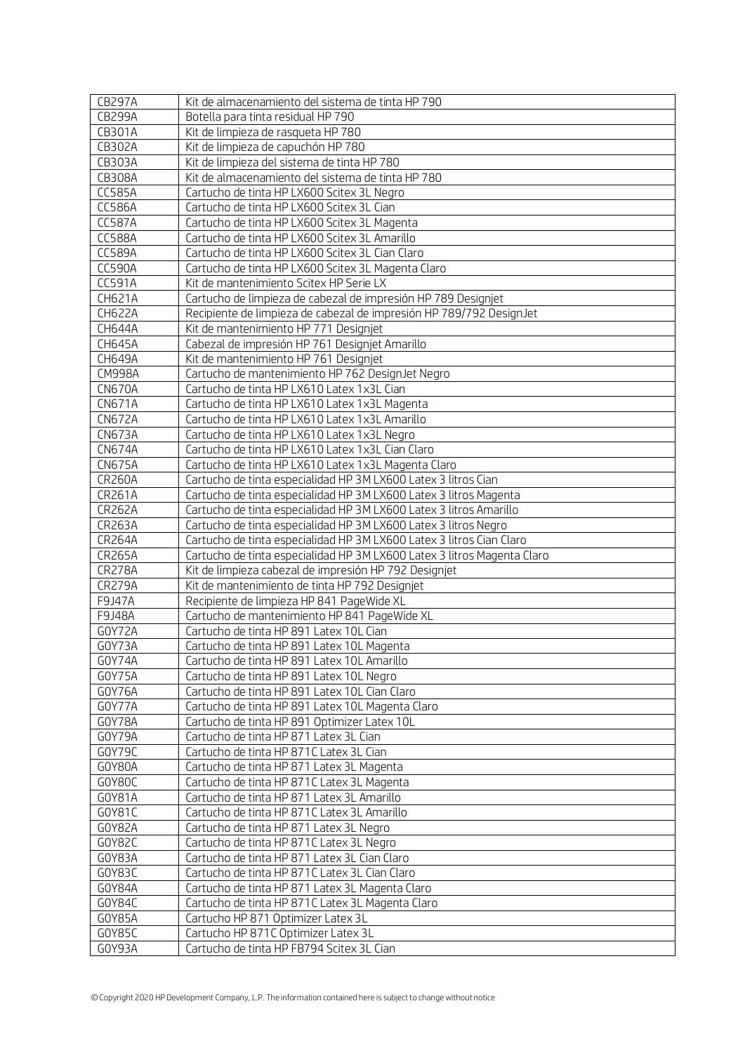| | |
|---|---|
| CB297A | Kit de almacenamiento del sistema de tinta HP 790 |
| CB299A | Botella para tinta residual HP 790 |
| CB301A | Kit de limpieza de rasqueta HP 780 |
| CB302A | Kit de limpieza de capuchón HP 780 |
| CB303A | Kit de limpieza del sistema de tinta HP 780 |
| CB308A | Kit de almacenamiento del sistema de tinta HP 780 |
| CC585A | Cartucho de tinta HP LX600 Scitex 3L Negro |
| CC586A | Cartucho de tinta HP LX600 Scitex 3L Cian |
| CC587A | Cartucho de tinta HP LX600 Scitex 3L Magenta |
| CC588A | Cartucho de tinta HP LX600 Scitex 3L Amarillo |
| CC589A | Cartucho de tinta HP LX600 Scitex 3L Cian Claro |
| CC590A | Cartucho de tinta HP LX600 Scitex 3L Magenta Claro |
| CC591A | Kit de mantenimiento Scitex HP Serie LX |
| CH621A | Cartucho de limpieza de cabezal de impresión HP 789 Designjet |
| CH622A | Recipiente de limpieza de cabezal de impresión HP 789/792 DesignJet |
| CH644A | Kit de mantenimiento HP 771 Designjet |
| CH645A | Cabezal de impresión HP 761 Designjet Amarillo |
| CH649A | Kit de mantenimiento HP 761 Designjet |
| CM998A | Cartucho de mantenimiento HP 762 DesignJet Negro |
| CN670A | Cartucho de tinta HP LX610 Latex 1x3L Cian |
| CN671A | Cartucho de tinta HP LX610 Latex 1x3L Magenta |
| CN672A | Cartucho de tinta HP LX610 Latex 1x3L Amarillo |
| CN673A | Cartucho de tinta HP LX610 Latex 1x3L Negro |
| CN674A | Cartucho de tinta HP LX610 Latex 1x3L Cian Claro |
| CN675A | Cartucho de tinta HP LX610 Latex 1x3L Magenta Claro |
| CR260A | Cartucho de tinta especialidad HP 3M LX600 Latex 3 litros Cian |
| CR261A | Cartucho de tinta especialidad HP 3M LX600 Latex 3 litros Magenta |
| CR262A | Cartucho de tinta especialidad HP 3M LX600 Latex 3 litros Amarillo |
| CR263A | Cartucho de tinta especialidad HP 3M LX600 Latex 3 litros Negro |
| CR264A | Cartucho de tinta especialidad HP 3M LX600 Latex 3 litros Cian Claro |
| CR265A | Cartucho de tinta especialidad HP 3M LX600 Latex 3 litros Magenta Claro |
| CR278A | Kit de limpieza cabezal de impresión HP 792 Designjet |
| CR279A | Kit de mantenimiento de tinta HP 792 Designjet |
| F9J47A | Recipiente de limpieza HP 841 PageWide XL |
| F9J48A | Cartucho de mantenimiento HP 841 PageWide XL |
| G0Y72A | Cartucho de tinta HP 891 Latex 10L Cian |
| G0Y73A | Cartucho de tinta HP 891 Latex 10L Magenta |
| G0Y74A | Cartucho de tinta HP 891 Latex 10L Amarillo |
| G0Y75A | Cartucho de tinta HP 891 Latex 10L Negro |
| G0Y76A | Cartucho de tinta HP 891 Latex 10L Cian Claro |
| G0Y77A | Cartucho de tinta HP 891 Latex 10L Magenta Claro |
| G0Y78A | Cartucho de tinta HP 891 Optimizer Latex 10L |
| G0Y79A | Cartucho de tinta HP 871 Latex 3L Cian |
| G0Y79C | Cartucho de tinta HP 871C Latex 3L Cian |
| G0Y80A | Cartucho de tinta HP 871 Latex 3L Magenta |
| G0Y80C | Cartucho de tinta HP 871C Latex 3L Magenta |
| G0Y81A | Cartucho de tinta HP 871 Latex 3L Amarillo |
| G0Y81C | Cartucho de tinta HP 871C Latex 3L Amarillo |
| G0Y82A | Cartucho de tinta HP 871 Latex 3L Negro |
| G0Y82C | Cartucho de tinta HP 871C Latex 3L Negro |
| G0Y83A | Cartucho de tinta HP 871 Latex 3L Cian Claro |
| G0Y83C | Cartucho de tinta HP 871C Latex 3L Cian Claro |
| G0Y84A | Cartucho de tinta HP 871 Latex 3L Magenta Claro |
| G0Y84C | Cartucho de tinta HP 871C Latex 3L Magenta Claro |
| G0Y85A | Cartucho HP 871 Optimizer Latex 3L |
| G0Y85C | Cartucho HP 871C Optimizer Latex 3L |
| G0Y93A | Cartucho de tinta HP FB794 Scitex 3L Cian |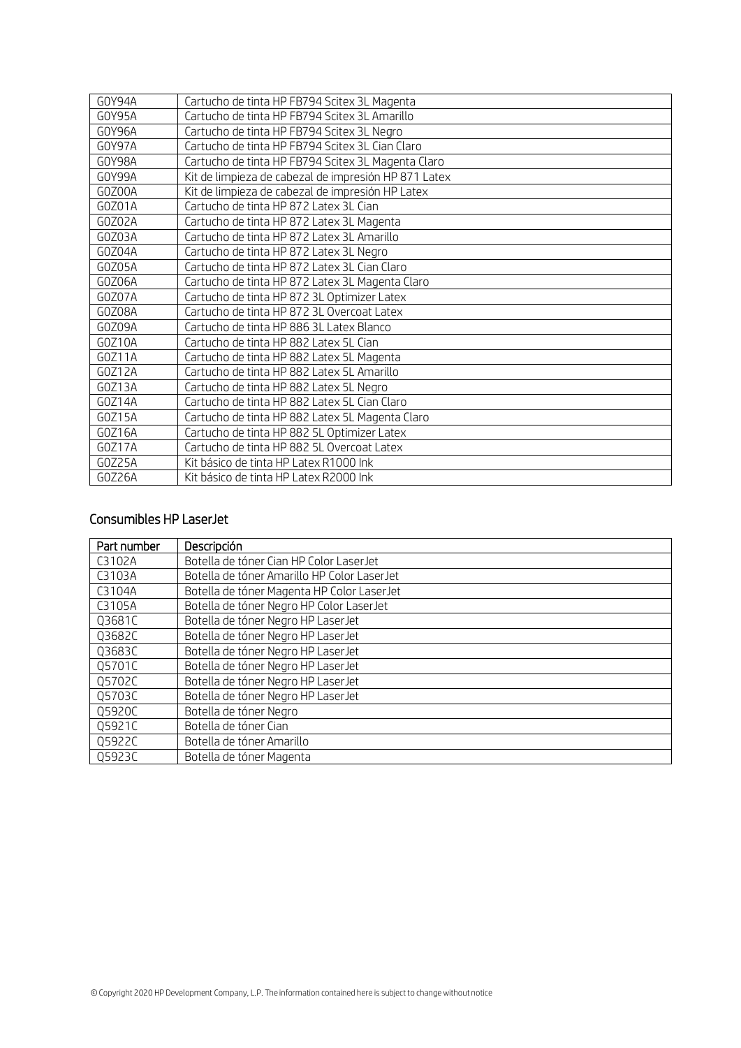| | |
|---|---|
| G0Y94A | Cartucho de tinta HP FB794 Scitex 3L Magenta |
| G0Y95A | Cartucho de tinta HP FB794 Scitex 3L Amarillo |
| G0Y96A | Cartucho de tinta HP FB794 Scitex 3L Negro |
| G0Y97A | Cartucho de tinta HP FB794 Scitex 3L Cian Claro |
| G0Y98A | Cartucho de tinta HP FB794 Scitex 3L Magenta Claro |
| G0Y99A | Kit de limpieza de cabezal de impresión HP 871 Latex |
| G0Z00A | Kit de limpieza de cabezal de impresión HP Latex |
| G0Z01A | Cartucho de tinta HP 872 Latex 3L Cian |
| G0Z02A | Cartucho de tinta HP 872 Latex 3L Magenta |
| G0Z03A | Cartucho de tinta HP 872 Latex 3L Amarillo |
| G0Z04A | Cartucho de tinta HP 872 Latex 3L Negro |
| G0Z05A | Cartucho de tinta HP 872 Latex 3L Cian Claro |
| G0Z06A | Cartucho de tinta HP 872 Latex 3L Magenta Claro |
| G0Z07A | Cartucho de tinta HP 872 3L Optimizer Latex |
| G0Z08A | Cartucho de tinta HP 872 3L Overcoat Latex |
| G0Z09A | Cartucho de tinta HP 886 3L Latex Blanco |
| G0Z10A | Cartucho de tinta HP 882 Latex 5L Cian |
| G0Z11A | Cartucho de tinta HP 882 Latex 5L Magenta |
| G0Z12A | Cartucho de tinta HP 882 Latex 5L Amarillo |
| G0Z13A | Cartucho de tinta HP 882 Latex 5L Negro |
| G0Z14A | Cartucho de tinta HP 882 Latex 5L Cian Claro |
| G0Z15A | Cartucho de tinta HP 882 Latex 5L Magenta Claro |
| G0Z16A | Cartucho de tinta HP 882 5L Optimizer Latex |
| G0Z17A | Cartucho de tinta HP 882 5L Overcoat Latex |
| G0Z25A | Kit básico de tinta HP Latex R1000 Ink |
| G0Z26A | Kit básico de tinta HP Latex R2000 Ink |

## Consumibles HP LaserJet

| Part number | Descripción |
|---|---|
| C3102A | Botella de tóner Cian HP Color LaserJet |
| C3103A | Botella de tóner Amarillo HP Color LaserJet |
| C3104A | Botella de tóner Magenta HP Color LaserJet |
| C3105A | Botella de tóner Negro HP Color LaserJet |
| Q3681C | Botella de tóner Negro HP LaserJet |
| Q3682C | Botella de tóner Negro HP LaserJet |
| Q3683C | Botella de tóner Negro HP LaserJet |
| Q5701C | Botella de tóner Negro HP LaserJet |
| Q5702C | Botella de tóner Negro HP LaserJet |
| Q5703C | Botella de tóner Negro HP LaserJet |
| Q5920C | Botella de tóner Negro |
| Q5921C | Botella de tóner Cian |
| Q5922C | Botella de tóner Amarillo |
| Q5923C | Botella de tóner Magenta |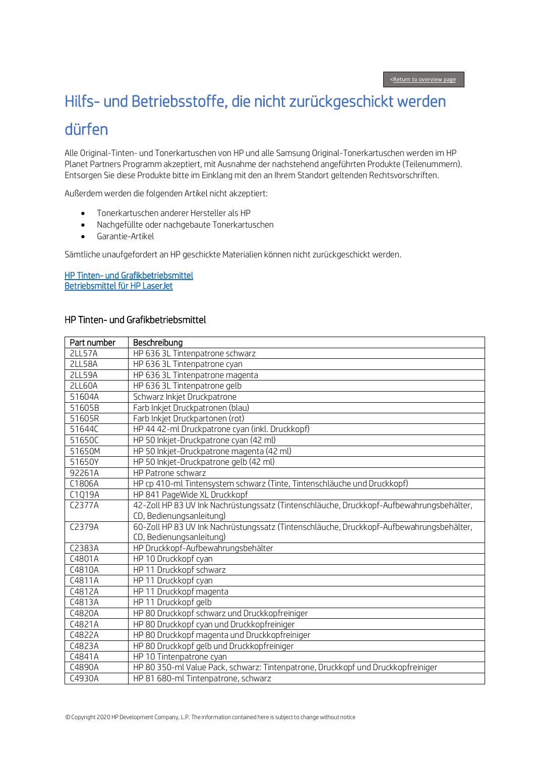<Return to overview page

# Hilfs- und Betriebsstoffe, die nicht zurückgeschickt werden dürfen

Alle Original-Tinten- und Tonerkartuschen von HP und alle Samsung Original-Tonerkartuschen werden im HP Planet Partners Programm akzeptiert, mit Ausnahme der nachstehend angeführten Produkte (Teilenummern). Entsorgen Sie diese Produkte bitte im Einklang mit den an Ihrem Standort geltenden Rechtsvorschriften.

Außerdem werden die folgenden Artikel nicht akzeptiert:

- Tonerkartuschen anderer Hersteller als HP
- Nachgefüllte oder nachgebaute Tonerkartuschen
- Garantie-Artikel

Sämtliche unaufgefordert an HP geschickte Materialien können nicht zurückgeschickt werden.

HP Tinten- und Grafikbetriebsmittel
Betriebsmittel für HP LaserJet

## HP Tinten- und Grafikbetriebsmittel

| Part number | Beschreibung |
|---|---|
| 2LL57A | HP 636 3L Tintenpatrone schwarz |
| 2LL58A | HP 636 3L Tintenpatrone cyan |
| 2LL59A | HP 636 3L Tintenpatrone magenta |
| 2LL60A | HP 636 3L Tintenpatrone gelb |
| 51604A | Schwarz Inkjet Druckpatrone |
| 51605B | Farb Inkjet Druckpatronen (blau) |
| 51605R | Farb Inkjet Druckpartonen (rot) |
| 51644C | HP 44 42-ml Druckpatrone cyan (inkl. Druckkopf) |
| 51650C | HP 50 Inkjet-Druckpatrone cyan (42 ml) |
| 51650M | HP 50 Inkjet-Druckpatrone magenta (42 ml) |
| 51650Y | HP 50 Inkjet-Druckpatrone gelb (42 ml) |
| 92261A | HP Patrone schwarz |
| C1806A | HP cp 410-ml Tintensystem schwarz (Tinte, Tintenschläuche und Druckkopf) |
| C1Q19A | HP 841 PageWide XL Druckkopf |
| C2377A | 42-Zoll HP 83 UV Ink Nachrüstungssatz (Tintenschläuche, Druckkopf-Aufbewahrungsbehälter, CD, Bedienungsanleitung) |
| C2379A | 60-Zoll HP 83 UV Ink Nachrüstungssatz (Tintenschläuche, Druckkopf-Aufbewahrungsbehälter, CD, Bedienungsanleitung) |
| C2383A | HP Druckkopf-Aufbewahrungsbehälter |
| C4801A | HP 10 Druckkopf cyan |
| C4810A | HP 11 Druckkopf schwarz |
| C4811A | HP 11 Druckkopf cyan |
| C4812A | HP 11 Druckkopf magenta |
| C4813A | HP 11 Druckkopf gelb |
| C4820A | HP 80 Druckkopf schwarz und Druckkopfreiniger |
| C4821A | HP 80 Druckkopf cyan und Druckkopfreiniger |
| C4822A | HP 80 Druckkopf magenta und Druckkopfreiniger |
| C4823A | HP 80 Druckkopf gelb und Druckkopfreiniger |
| C4841A | HP 10 Tintenpatrone cyan |
| C4890A | HP 80 350-ml Value Pack, schwarz: Tintenpatrone, Druckkopf und Druckkopfreiniger |
| C4930A | HP 81 680-ml Tintenpatrone, schwarz |

© Copyright 2020 HP Development Company, L.P. The information contained here is subject to change without notice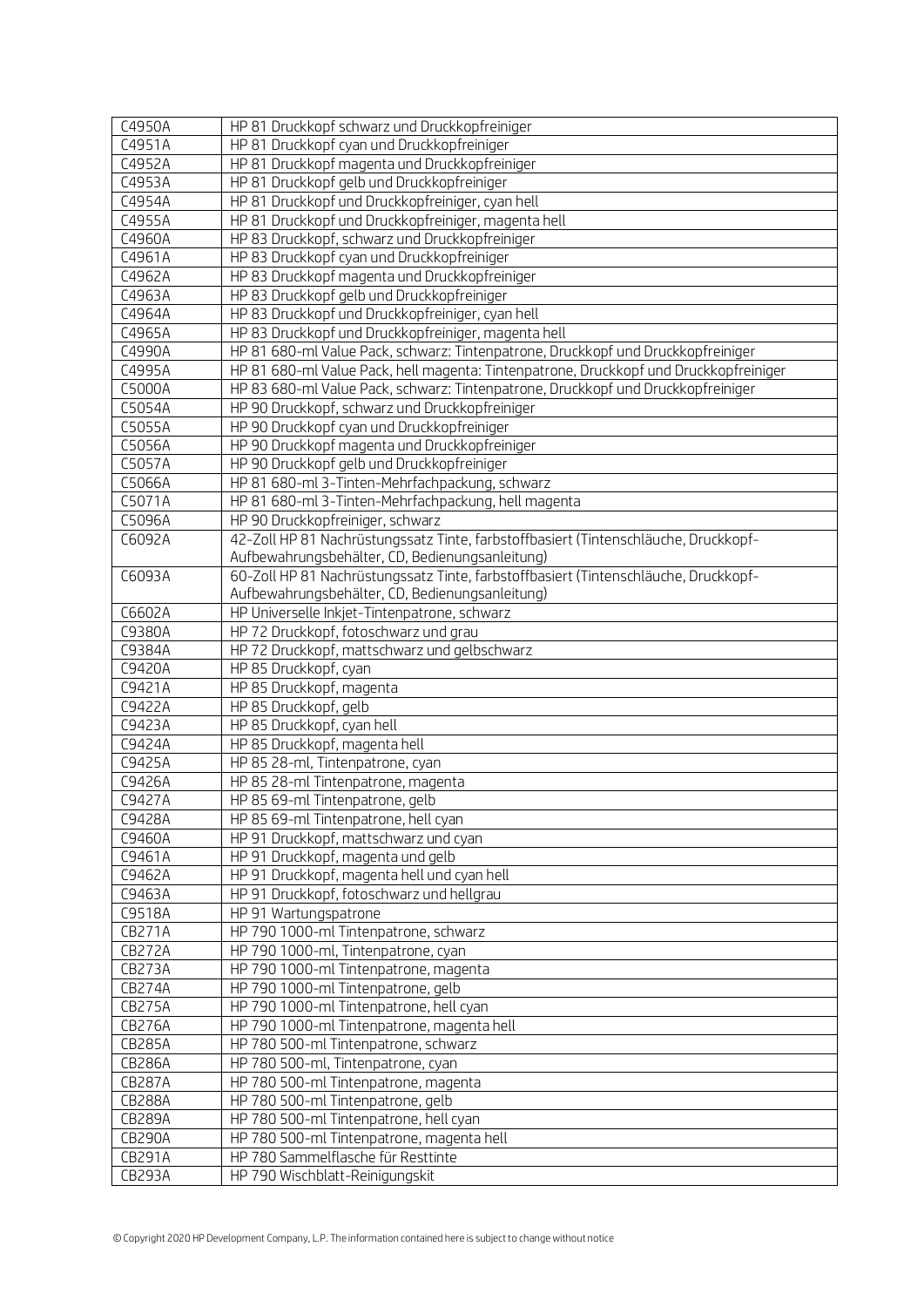| C4950A | HP 81 Druckkopf schwarz und Druckkopfreiniger |
|---|---|
| C4951A | HP 81 Druckkopf cyan und Druckkopfreiniger |
| C4952A | HP 81 Druckkopf magenta und Druckkopfreiniger |
| C4953A | HP 81 Druckkopf gelb und Druckkopfreiniger |
| C4954A | HP 81 Druckkopf und Druckkopfreiniger, cyan hell |
| C4955A | HP 81 Druckkopf und Druckkopfreiniger, magenta hell |
| C4960A | HP 83 Druckkopf, schwarz und Druckkopfreiniger |
| C4961A | HP 83 Druckkopf cyan und Druckkopfreiniger |
| C4962A | HP 83 Druckkopf magenta und Druckkopfreiniger |
| C4963A | HP 83 Druckkopf gelb und Druckkopfreiniger |
| C4964A | HP 83 Druckkopf und Druckkopfreiniger, cyan hell |
| C4965A | HP 83 Druckkopf und Druckkopfreiniger, magenta hell |
| C4990A | HP 81 680-ml Value Pack, schwarz: Tintenpatrone, Druckkopf und Druckkopfreiniger |
| C4995A | HP 81 680-ml Value Pack, hell magenta: Tintenpatrone, Druckkopf und Druckkopfreiniger |
| C5000A | HP 83 680-ml Value Pack, schwarz: Tintenpatrone, Druckkopf und Druckkopfreiniger |
| C5054A | HP 90 Druckkopf, schwarz und Druckkopfreiniger |
| C5055A | HP 90 Druckkopf cyan und Druckkopfreiniger |
| C5056A | HP 90 Druckkopf magenta und Druckkopfreiniger |
| C5057A | HP 90 Druckkopf gelb und Druckkopfreiniger |
| C5066A | HP 81 680-ml 3-Tinten-Mehrfachpackung, schwarz |
| C5071A | HP 81 680-ml 3-Tinten-Mehrfachpackung, hell magenta |
| C5096A | HP 90 Druckkopfreiniger, schwarz |
| C6092A | 42-Zoll HP 81 Nachrüstungssatz Tinte, farbstoffbasiert (Tintenschläuche, Druckkopf-Aufbewahrungsbehälter, CD, Bedienungsanleitung) |
| C6093A | 60-Zoll HP 81 Nachrüstungssatz Tinte, farbstoffbasiert (Tintenschläuche, Druckkopf-Aufbewahrungsbehälter, CD, Bedienungsanleitung) |
| C6602A | HP Universelle Inkjet-Tintenpatrone, schwarz |
| C9380A | HP 72 Druckkopf, fotoschwarz und grau |
| C9384A | HP 72 Druckkopf, mattschwarz und gelbschwarz |
| C9420A | HP 85 Druckkopf, cyan |
| C9421A | HP 85 Druckkopf, magenta |
| C9422A | HP 85 Druckkopf, gelb |
| C9423A | HP 85 Druckkopf, cyan hell |
| C9424A | HP 85 Druckkopf, magenta hell |
| C9425A | HP 85 28-ml, Tintenpatrone, cyan |
| C9426A | HP 85 28-ml Tintenpatrone, magenta |
| C9427A | HP 85 69-ml Tintenpatrone, gelb |
| C9428A | HP 85 69-ml Tintenpatrone, hell cyan |
| C9460A | HP 91 Druckkopf, mattschwarz und cyan |
| C9461A | HP 91 Druckkopf, magenta und gelb |
| C9462A | HP 91 Druckkopf, magenta hell und cyan hell |
| C9463A | HP 91 Druckkopf, fotoschwarz und hellgrau |
| C9518A | HP 91 Wartungspatrone |
| CB271A | HP 790 1000-ml Tintenpatrone, schwarz |
| CB272A | HP 790 1000-ml, Tintenpatrone, cyan |
| CB273A | HP 790 1000-ml Tintenpatrone, magenta |
| CB274A | HP 790 1000-ml Tintenpatrone, gelb |
| CB275A | HP 790 1000-ml Tintenpatrone, hell cyan |
| CB276A | HP 790 1000-ml Tintenpatrone, magenta hell |
| CB285A | HP 780 500-ml Tintenpatrone, schwarz |
| CB286A | HP 780 500-ml, Tintenpatrone, cyan |
| CB287A | HP 780 500-ml Tintenpatrone, magenta |
| CB288A | HP 780 500-ml Tintenpatrone, gelb |
| CB289A | HP 780 500-ml Tintenpatrone, hell cyan |
| CB290A | HP 780 500-ml Tintenpatrone, magenta hell |
| CB291A | HP 780 Sammelflasche für Resttinte |
| CB293A | HP 790 Wischblatt-Reinigungskit |

© Copyright 2020 HP Development Company, L.P. The information contained here is subject to change without notice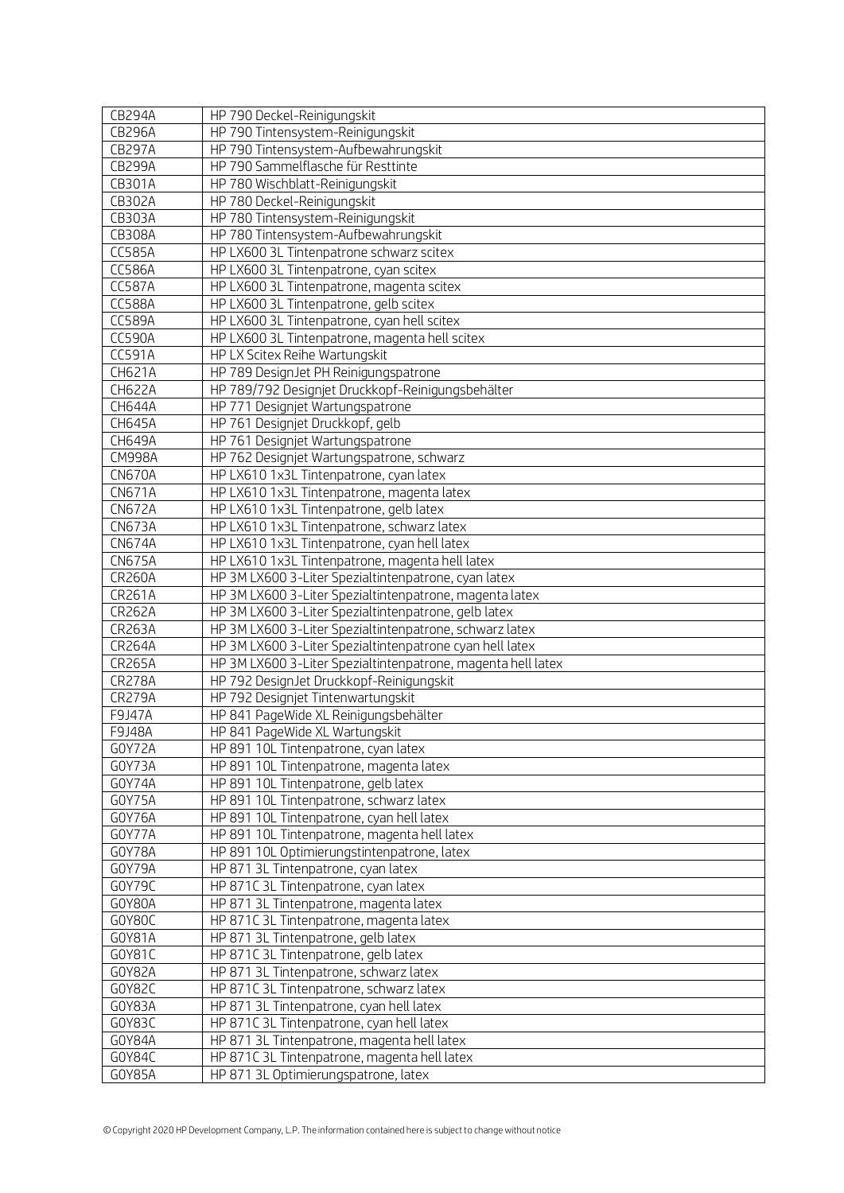| CB294A | HP 790 Deckel-Reinigungskit |
|---|---|
| CB296A | HP 790 Tintensystem-Reinigungskit |
| CB297A | HP 790 Tintensystem-Aufbewahrungskit |
| CB299A | HP 790 Sammelflasche für Resttinte |
| CB301A | HP 780 Wischblatt-Reinigungskit |
| CB302A | HP 780 Deckel-Reinigungskit |
| CB303A | HP 780 Tintensystem-Reinigungskit |
| CB308A | HP 780 Tintensystem-Aufbewahrungskit |
| CC585A | HP LX600 3L Tintenpatrone schwarz scitex |
| CC586A | HP LX600 3L Tintenpatrone, cyan scitex |
| CC587A | HP LX600 3L Tintenpatrone, magenta scitex |
| CC588A | HP LX600 3L Tintenpatrone, gelb scitex |
| CC589A | HP LX600 3L Tintenpatrone, cyan hell scitex |
| CC590A | HP LX600 3L Tintenpatrone, magenta hell scitex |
| CC591A | HP LX Scitex Reihe Wartungskit |
| CH621A | HP 789 DesignJet PH Reinigungspatrone |
| CH622A | HP 789/792 Designjet Druckkopf-Reinigungsbehälter |
| CH644A | HP 771 Designjet Wartungspatrone |
| CH645A | HP 761 Designjet Druckkopf, gelb |
| CH649A | HP 761 Designjet Wartungspatrone |
| CM998A | HP 762 Designjet Wartungspatrone, schwarz |
| CN670A | HP LX610 1x3L Tintenpatrone, cyan latex |
| CN671A | HP LX610 1x3L Tintenpatrone, magenta latex |
| CN672A | HP LX610 1x3L Tintenpatrone, gelb latex |
| CN673A | HP LX610 1x3L Tintenpatrone, schwarz latex |
| CN674A | HP LX610 1x3L Tintenpatrone, cyan hell latex |
| CN675A | HP LX610 1x3L Tintenpatrone, magenta hell latex |
| CR260A | HP 3M LX600 3-Liter Spezialtintenpatrone, cyan latex |
| CR261A | HP 3M LX600 3-Liter Spezialtintenpatrone, magenta latex |
| CR262A | HP 3M LX600 3-Liter Spezialtintenpatrone, gelb latex |
| CR263A | HP 3M LX600 3-Liter Spezialtintenpatrone, schwarz latex |
| CR264A | HP 3M LX600 3-Liter Spezialtintenpatrone cyan hell latex |
| CR265A | HP 3M LX600 3-Liter Spezialtintenpatrone, magenta hell latex |
| CR278A | HP 792 DesignJet Druckkopf-Reinigungskit |
| CR279A | HP 792 Designjet Tintenwartungskit |
| F9J47A | HP 841 PageWide XL Reinigungsbehälter |
| F9J48A | HP 841 PageWide XL Wartungskit |
| G0Y72A | HP 891 10L Tintenpatrone, cyan latex |
| G0Y73A | HP 891 10L Tintenpatrone, magenta latex |
| G0Y74A | HP 891 10L Tintenpatrone, gelb latex |
| G0Y75A | HP 891 10L Tintenpatrone, schwarz latex |
| G0Y76A | HP 891 10L Tintenpatrone, cyan hell latex |
| G0Y77A | HP 891 10L Tintenpatrone, magenta hell latex |
| G0Y78A | HP 891 10L Optimierungstintenpatrone, latex |
| G0Y79A | HP 871 3L Tintenpatrone, cyan latex |
| G0Y79C | HP 871C 3L Tintenpatrone, cyan latex |
| G0Y80A | HP 871 3L Tintenpatrone, magenta latex |
| G0Y80C | HP 871C 3L Tintenpatrone, magenta latex |
| G0Y81A | HP 871 3L Tintenpatrone, gelb latex |
| G0Y81C | HP 871C 3L Tintenpatrone, gelb latex |
| G0Y82A | HP 871 3L Tintenpatrone, schwarz latex |
| G0Y82C | HP 871C 3L Tintenpatrone, schwarz latex |
| G0Y83A | HP 871 3L Tintenpatrone, cyan hell latex |
| G0Y83C | HP 871C 3L Tintenpatrone, cyan hell latex |
| G0Y84A | HP 871 3L Tintenpatrone, magenta hell latex |
| G0Y84C | HP 871C 3L Tintenpatrone, magenta hell latex |
| G0Y85A | HP 871 3L Optimierungspatrone, latex |

© Copyright 2020 HP Development Company, L.P. The information contained here is subject to change without notice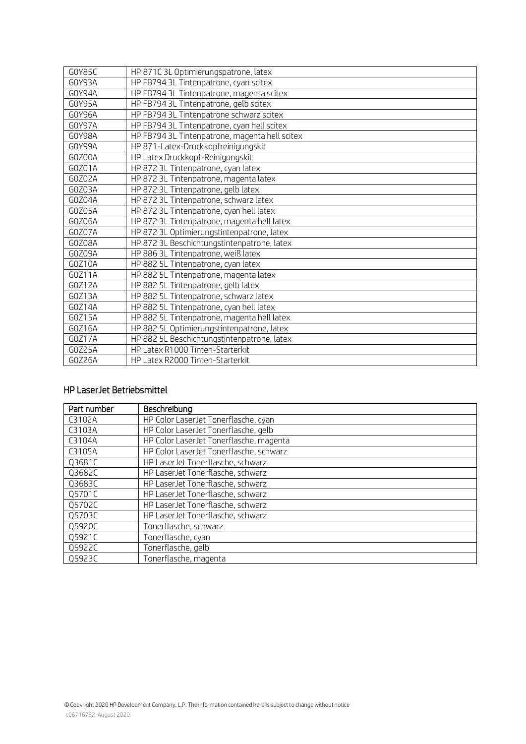| | |
|---|---|
| G0Y85C | HP 871C 3L Optimierungspatrone, latex |
| G0Y93A | HP FB794 3L Tintenpatrone, cyan scitex |
| G0Y94A | HP FB794 3L Tintenpatrone, magenta scitex |
| G0Y95A | HP FB794 3L Tintenpatrone, gelb scitex |
| G0Y96A | HP FB794 3L Tintenpatrone schwarz scitex |
| G0Y97A | HP FB794 3L Tintenpatrone, cyan hell scitex |
| G0Y98A | HP FB794 3L Tintenpatrone, magenta hell scitex |
| G0Y99A | HP 871-Latex-Druckkopfreinigungskit |
| G0Z00A | HP Latex Druckkopf-Reinigungskit |
| G0Z01A | HP 872 3L Tintenpatrone, cyan latex |
| G0Z02A | HP 872 3L Tintenpatrone, magenta latex |
| G0Z03A | HP 872 3L Tintenpatrone, gelb latex |
| G0Z04A | HP 872 3L Tintenpatrone, schwarz latex |
| G0Z05A | HP 872 3L Tintenpatrone, cyan hell latex |
| G0Z06A | HP 872 3L Tintenpatrone, magenta hell latex |
| G0Z07A | HP 872 3L Optimierungstintenpatrone, latex |
| G0Z08A | HP 872 3L Beschichtungstintenpatrone, latex |
| G0Z09A | HP 886 3L Tintenpatrone, weiß latex |
| G0Z10A | HP 882 5L Tintenpatrone, cyan latex |
| G0Z11A | HP 882 5L Tintenpatrone, magenta latex |
| G0Z12A | HP 882 5L Tintenpatrone, gelb latex |
| G0Z13A | HP 882 5L Tintenpatrone, schwarz latex |
| G0Z14A | HP 882 5L Tintenpatrone, cyan hell latex |
| G0Z15A | HP 882 5L Tintenpatrone, magenta hell latex |
| G0Z16A | HP 882 5L Optimierungstintenpatrone, latex |
| G0Z17A | HP 882 5L Beschichtungstintenpatrone, latex |
| G0Z25A | HP Latex R1000 Tinten-Starterkit |
| G0Z26A | HP Latex R2000 Tinten-Starterkit |

## HP LaserJet Betriebsmittel

| Part number | Beschreibung |
|---|---|
| C3102A | HP Color LaserJet Tonerflasche, cyan |
| C3103A | HP Color LaserJet Tonerflasche, gelb |
| C3104A | HP Color LaserJet Tonerflasche, magenta |
| C3105A | HP Color LaserJet Tonerflasche, schwarz |
| Q3681C | HP LaserJet Tonerflasche, schwarz |
| Q3682C | HP LaserJet Tonerflasche, schwarz |
| Q3683C | HP LaserJet Tonerflasche, schwarz |
| Q5701C | HP LaserJet Tonerflasche, schwarz |
| Q5702C | HP LaserJet Tonerflasche, schwarz |
| Q5703C | HP LaserJet Tonerflasche, schwarz |
| Q5920C | Tonerflasche, schwarz |
| Q5921C | Tonerflasche, cyan |
| Q5922C | Tonerflasche, gelb |
| Q5923C | Tonerflasche, magenta |

© Copyright 2020 HP Development Company, L.P. The information contained here is subject to change without notice
c06716762, August 2020